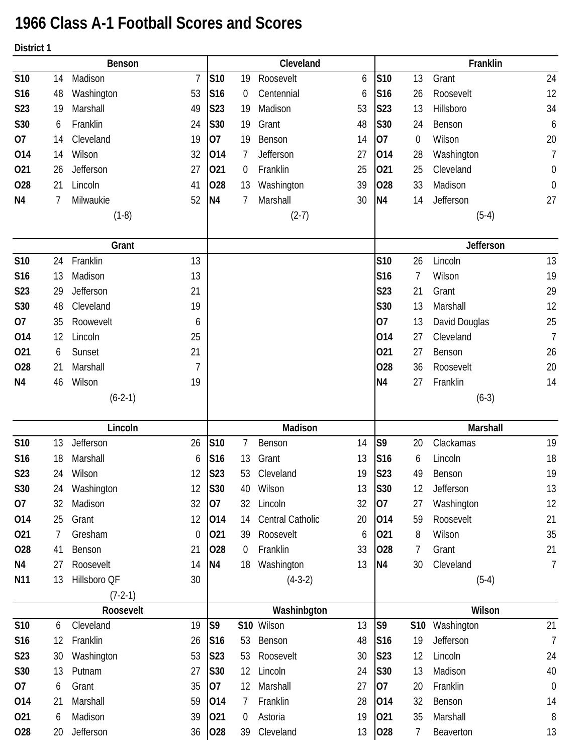# 1966 Class A-1 Football Scores and Scores

**District 1**

### Benson

| Date | Score | Opponent | Opp Score |
|---|---|---|---|
| S10 | 14 | Madison | 7 |
| S16 | 48 | Washington | 53 |
| S23 | 19 | Marshall | 49 |
| S30 | 6 | Franklin | 24 |
| O7 | 14 | Cleveland | 19 |
| O14 | 14 | Wilson | 32 |
| O21 | 26 | Jefferson | 27 |
| O28 | 21 | Lincoln | 41 |
| N4 | 7 | Milwaukie | 52 |

(1-8)

### Cleveland

| Date | Score | Opponent | Opp Score |
|---|---|---|---|
| S10 | 19 | Roosevelt | 6 |
| S16 | 0 | Centennial | 6 |
| S23 | 19 | Madison | 53 |
| S30 | 19 | Grant | 48 |
| O7 | 19 | Benson | 14 |
| O14 | 7 | Jefferson | 27 |
| O21 | 0 | Franklin | 25 |
| O28 | 13 | Washington | 39 |
| N4 | 7 | Marshall | 30 |

(2-7)

### Franklin

| Date | Score | Opponent | Opp Score |
|---|---|---|---|
| S10 | 13 | Grant | 24 |
| S16 | 26 | Roosevelt | 12 |
| S23 | 13 | Hillsboro | 34 |
| S30 | 24 | Benson | 6 |
| O7 | 0 | Wilson | 20 |
| O14 | 28 | Washington | 7 |
| O21 | 25 | Cleveland | 0 |
| O28 | 33 | Madison | 0 |
| N4 | 14 | Jefferson | 27 |

(5-4)

### Grant

| Date | Score | Opponent | Opp Score |
|---|---|---|---|
| S10 | 24 | Franklin | 13 |
| S16 | 13 | Madison | 13 |
| S23 | 29 | Jefferson | 21 |
| S30 | 48 | Cleveland | 19 |
| O7 | 35 | Roowevelt | 6 |
| O14 | 12 | Lincoln | 25 |
| O21 | 6 | Sunset | 21 |
| O28 | 21 | Marshall | 7 |
| N4 | 46 | Wilson | 19 |

(6-2-1)

### Jefferson

| Date | Score | Opponent | Opp Score |
|---|---|---|---|
| S10 | 26 | Lincoln | 13 |
| S16 | 7 | Wilson | 19 |
| S23 | 21 | Grant | 29 |
| S30 | 13 | Marshall | 12 |
| O7 | 13 | David Douglas | 25 |
| O14 | 27 | Cleveland | 7 |
| O21 | 27 | Benson | 26 |
| O28 | 36 | Roosevelt | 20 |
| N4 | 27 | Franklin | 14 |

(6-3)

### Lincoln

| Date | Score | Opponent | Opp Score |
|---|---|---|---|
| S10 | 13 | Jefferson | 26 |
| S16 | 18 | Marshall | 6 |
| S23 | 24 | Wilson | 12 |
| S30 | 24 | Washington | 12 |
| O7 | 32 | Madison | 32 |
| O14 | 25 | Grant | 12 |
| O21 | 7 | Gresham | 0 |
| O28 | 41 | Benson | 21 |
| N4 | 27 | Roosevelt | 14 |
| N11 | 13 | Hillsboro QF | 30 |

(7-2-1)

### Madison

| Date | Score | Opponent | Opp Score |
|---|---|---|---|
| S10 | 7 | Benson | 14 |
| S16 | 13 | Grant | 13 |
| S23 | 53 | Cleveland | 19 |
| S30 | 40 | Wilson | 13 |
| O7 | 32 | Lincoln | 32 |
| O14 | 14 | Central Catholic | 20 |
| O21 | 39 | Roosevelt | 6 |
| O28 | 0 | Franklin | 33 |
| N4 | 18 | Washington | 13 |

(4-3-2)

### Marshall

| Date | Score | Opponent | Opp Score |
|---|---|---|---|
| S9 | 20 | Clackamas | 19 |
| S16 | 6 | Lincoln | 18 |
| S23 | 49 | Benson | 19 |
| S30 | 12 | Jefferson | 13 |
| O7 | 27 | Washington | 12 |
| O14 | 59 | Roosevelt | 21 |
| O21 | 8 | Wilson | 35 |
| O28 | 7 | Grant | 21 |
| N4 | 30 | Cleveland | 7 |

(5-4)

### Roosevelt

| Date | Score | Opponent | Opp Score |
|---|---|---|---|
| S10 | 6 | Cleveland | 19 |
| S16 | 12 | Franklin | 26 |
| S23 | 30 | Washington | 53 |
| S30 | 13 | Putnam | 27 |
| O7 | 6 | Grant | 35 |
| O14 | 21 | Marshall | 59 |
| O21 | 6 | Madison | 39 |
| O28 | 20 | Jefferson | 36 |

### Washinbgton

| Date | Score | Opponent | Opp Score |
|---|---|---|---|
| S9 | S10 | Wilson | 13 |
| S16 | 53 | Benson | 48 |
| S23 | 53 | Roosevelt | 30 |
| S30 | 12 | Lincoln | 24 |
| O7 | 12 | Marshall | 27 |
| O14 | 7 | Franklin | 28 |
| O21 | 0 | Astoria | 19 |
| O28 | 39 | Cleveland | 13 |

### Wilson

| Date | Score | Opponent | Opp Score |
|---|---|---|---|
| S9 | S10 | Washington | 21 |
| S16 | 19 | Jefferson | 7 |
| S23 | 12 | Lincoln | 24 |
| S30 | 13 | Madison | 40 |
| O7 | 20 | Franklin | 0 |
| O14 | 32 | Benson | 14 |
| O21 | 35 | Marshall | 8 |
| O28 | 7 | Beaverton | 13 |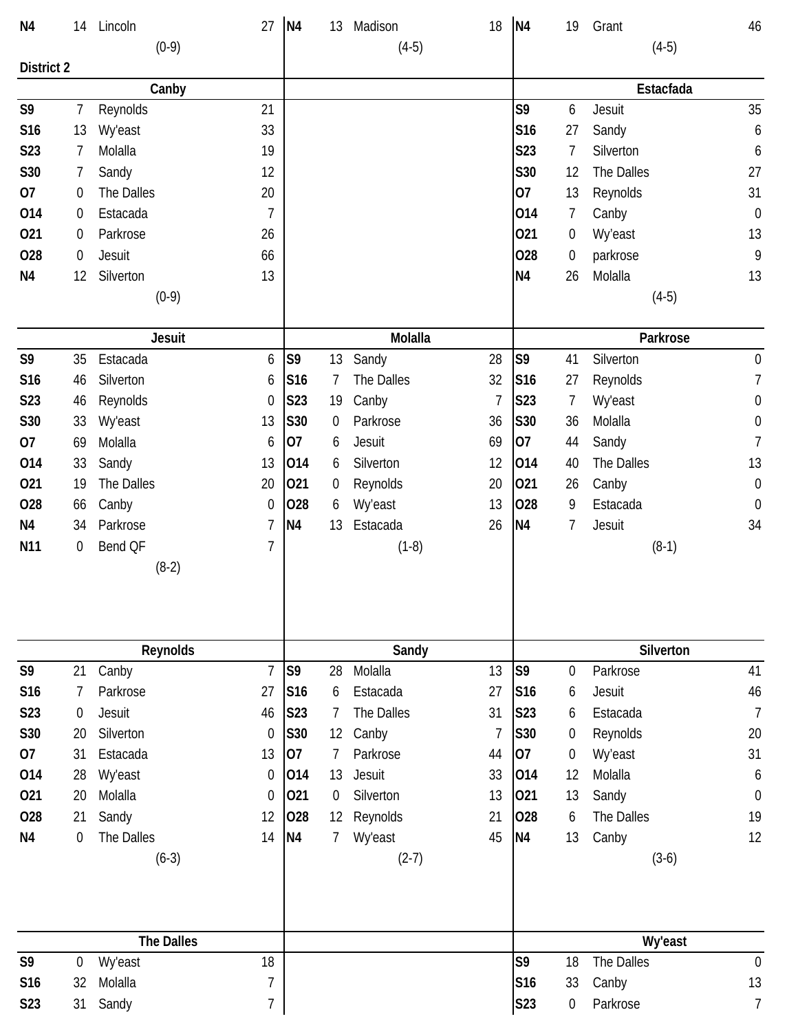| | | | |
|---|---|---|---|
| N4 | 14 | Lincoln | 27 |
| | | (0-9) | |

| | | | |
|---|---|---|---|
| N4 | 13 | Madison | 18 |
| | | (4-5) | |

| | | | |
|---|---|---|---|
| N4 | 19 | Grant | 46 |
| | | (4-5) | |

## District 2

### Canby

| | | | |
|---|---|---|---|
| S9 | 7 | Reynolds | 21 |
| S16 | 13 | Wy'east | 33 |
| S23 | 7 | Molalla | 19 |
| S30 | 7 | Sandy | 12 |
| O7 | 0 | The Dalles | 20 |
| O14 | 0 | Estacada | 7 |
| O21 | 0 | Parkrose | 26 |
| O28 | 0 | Jesuit | 66 |
| N4 | 12 | Silverton | 13 |
| | | (0-9) | |

### Estacfada

| | | | |
|---|---|---|---|
| S9 | 6 | Jesuit | 35 |
| S16 | 27 | Sandy | 6 |
| S23 | 7 | Silverton | 6 |
| S30 | 12 | The Dalles | 27 |
| O7 | 13 | Reynolds | 31 |
| O14 | 7 | Canby | 0 |
| O21 | 0 | Wy'east | 13 |
| O28 | 0 | parkrose | 9 |
| N4 | 26 | Molalla | 13 |
| | | (4-5) | |

### Jesuit

| | | | |
|---|---|---|---|
| S9 | 35 | Estacada | 6 |
| S16 | 46 | Silverton | 6 |
| S23 | 46 | Reynolds | 0 |
| S30 | 33 | Wy'east | 13 |
| O7 | 69 | Molalla | 6 |
| O14 | 33 | Sandy | 13 |
| O21 | 19 | The Dalles | 20 |
| O28 | 66 | Canby | 0 |
| N4 | 34 | Parkrose | 7 |
| N11 | 0 | Bend QF | 7 |
| | | (8-2) | |

### Molalla

| | | | |
|---|---|---|---|
| S9 | 13 | Sandy | 28 |
| S16 | 7 | The Dalles | 32 |
| S23 | 19 | Canby | 7 |
| S30 | 0 | Parkrose | 36 |
| O7 | 6 | Jesuit | 69 |
| O14 | 6 | Silverton | 12 |
| O21 | 0 | Reynolds | 20 |
| O28 | 6 | Wy'east | 13 |
| N4 | 13 | Estacada | 26 |
| | | (1-8) | |

### Parkrose

| | | | |
|---|---|---|---|
| S9 | 41 | Silverton | 0 |
| S16 | 27 | Reynolds | 7 |
| S23 | 7 | Wy'east | 0 |
| S30 | 36 | Molalla | 0 |
| O7 | 44 | Sandy | 7 |
| O14 | 40 | The Dalles | 13 |
| O21 | 26 | Canby | 0 |
| O28 | 9 | Estacada | 0 |
| N4 | 7 | Jesuit | 34 |
| | | (8-1) | |

### Reynolds

| | | | |
|---|---|---|---|
| S9 | 21 | Canby | 7 |
| S16 | 7 | Parkrose | 27 |
| S23 | 0 | Jesuit | 46 |
| S30 | 20 | Silverton | 0 |
| O7 | 31 | Estacada | 13 |
| O14 | 28 | Wy'east | 0 |
| O21 | 20 | Molalla | 0 |
| O28 | 21 | Sandy | 12 |
| N4 | 0 | The Dalles | 14 |
| | | (6-3) | |

### Sandy

| | | | |
|---|---|---|---|
| S9 | 28 | Molalla | 13 |
| S16 | 6 | Estacada | 27 |
| S23 | 7 | The Dalles | 31 |
| S30 | 12 | Canby | 7 |
| O7 | 7 | Parkrose | 44 |
| O14 | 13 | Jesuit | 33 |
| O21 | 0 | Silverton | 13 |
| O28 | 12 | Reynolds | 21 |
| N4 | 7 | Wy'east | 45 |
| | | (2-7) | |

### Silverton

| | | | |
|---|---|---|---|
| S9 | 0 | Parkrose | 41 |
| S16 | 6 | Jesuit | 46 |
| S23 | 6 | Estacada | 7 |
| S30 | 0 | Reynolds | 20 |
| O7 | 0 | Wy'east | 31 |
| O14 | 12 | Molalla | 6 |
| O21 | 13 | Sandy | 0 |
| O28 | 6 | The Dalles | 19 |
| N4 | 13 | Canby | 12 |
| | | (3-6) | |

### The Dalles

| | | | |
|---|---|---|---|
| S9 | 0 | Wy'east | 18 |
| S16 | 32 | Molalla | 7 |
| S23 | 31 | Sandy | 7 |

### Wy'east

| | | | |
|---|---|---|---|
| S9 | 18 | The Dalles | 0 |
| S16 | 33 | Canby | 13 |
| S23 | 0 | Parkrose | 7 |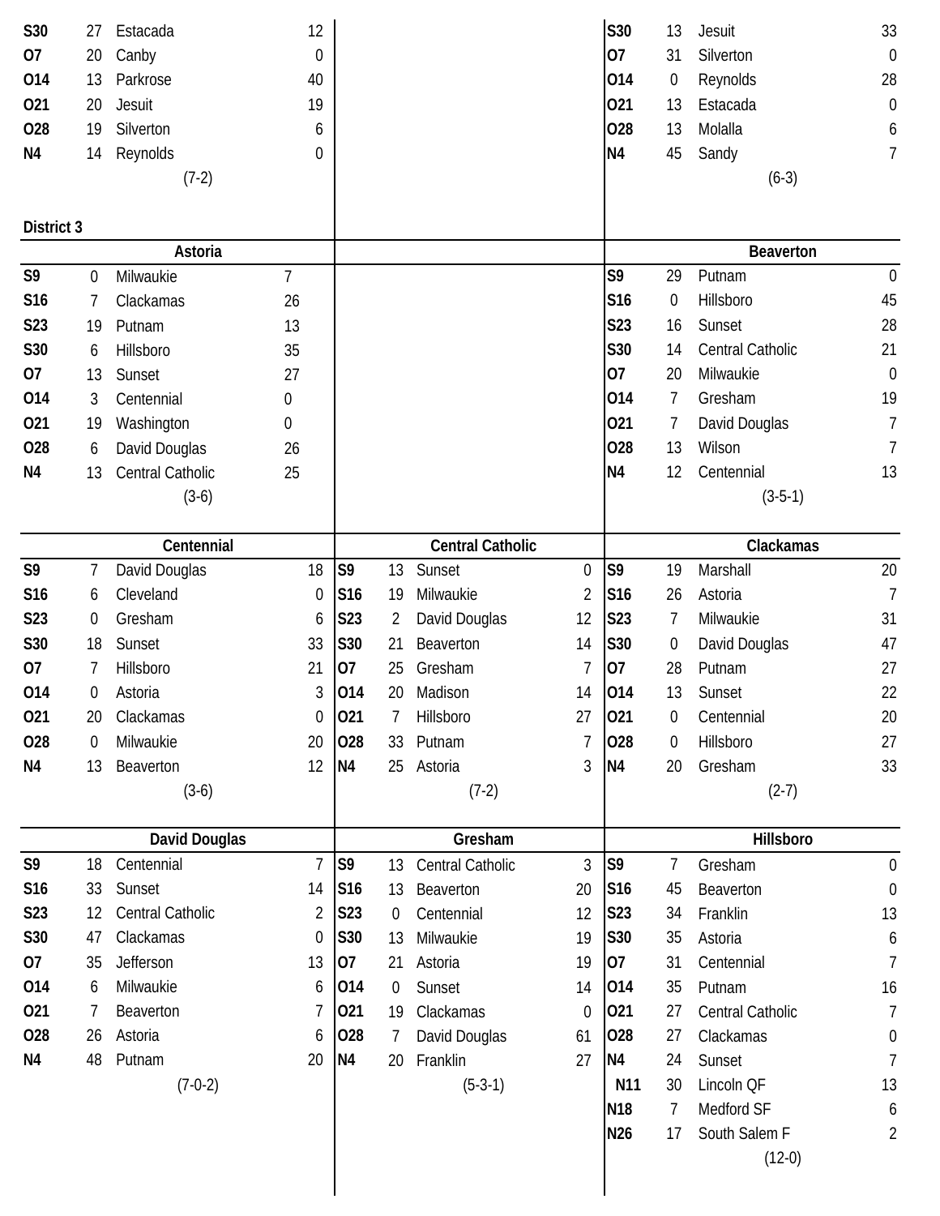| Date | Score | Opponent | Opp |
|---|---|---|---|
| S30 | 27 | Estacada | 12 |
| O7 | 20 | Canby | 0 |
| O14 | 13 | Parkrose | 40 |
| O21 | 20 | Jesuit | 19 |
| O28 | 19 | Silverton | 6 |
| N4 | 14 | Reynolds | 0 |

(7-2)

| Date | Score | Opponent | Opp |
|---|---|---|---|
| S30 | 13 | Jesuit | 33 |
| O7 | 31 | Silverton | 0 |
| O14 | 0 | Reynolds | 28 |
| O21 | 13 | Estacada | 0 |
| O28 | 13 | Molalla | 6 |
| N4 | 45 | Sandy | 7 |

(6-3)

## District 3

### Astoria

| Date | Score | Opponent | Opp |
|---|---|---|---|
| S9 | 0 | Milwaukie | 7 |
| S16 | 7 | Clackamas | 26 |
| S23 | 19 | Putnam | 13 |
| S30 | 6 | Hillsboro | 35 |
| O7 | 13 | Sunset | 27 |
| O14 | 3 | Centennial | 0 |
| O21 | 19 | Washington | 0 |
| O28 | 6 | David Douglas | 26 |
| N4 | 13 | Central Catholic | 25 |

(3-6)

### Beaverton

| Date | Score | Opponent | Opp |
|---|---|---|---|
| S9 | 29 | Putnam | 0 |
| S16 | 0 | Hillsboro | 45 |
| S23 | 16 | Sunset | 28 |
| S30 | 14 | Central Catholic | 21 |
| O7 | 20 | Milwaukie | 0 |
| O14 | 7 | Gresham | 19 |
| O21 | 7 | David Douglas | 7 |
| O28 | 13 | Wilson | 7 |
| N4 | 12 | Centennial | 13 |

(3-5-1)

### Centennial

| Date | Score | Opponent | Opp |
|---|---|---|---|
| S9 | 7 | David Douglas | 18 |
| S16 | 6 | Cleveland | 0 |
| S23 | 0 | Gresham | 6 |
| S30 | 18 | Sunset | 33 |
| O7 | 7 | Hillsboro | 21 |
| O14 | 0 | Astoria | 3 |
| O21 | 20 | Clackamas | 0 |
| O28 | 0 | Milwaukie | 20 |
| N4 | 13 | Beaverton | 12 |

(3-6)

### Central Catholic

| Date | Score | Opponent | Opp |
|---|---|---|---|
| S9 | 13 | Sunset | 0 |
| S16 | 19 | Milwaukie | 2 |
| S23 | 2 | David Douglas | 12 |
| S30 | 21 | Beaverton | 14 |
| O7 | 25 | Gresham | 7 |
| O14 | 20 | Madison | 14 |
| O21 | 7 | Hillsboro | 27 |
| O28 | 33 | Putnam | 7 |
| N4 | 25 | Astoria | 3 |

(7-2)

### Clackamas

| Date | Score | Opponent | Opp |
|---|---|---|---|
| S9 | 19 | Marshall | 20 |
| S16 | 26 | Astoria | 7 |
| S23 | 7 | Milwaukie | 31 |
| S30 | 0 | David Douglas | 47 |
| O7 | 28 | Putnam | 27 |
| O14 | 13 | Sunset | 22 |
| O21 | 0 | Centennial | 20 |
| O28 | 0 | Hillsboro | 27 |
| N4 | 20 | Gresham | 33 |

(2-7)

### David Douglas

| Date | Score | Opponent | Opp |
|---|---|---|---|
| S9 | 18 | Centennial | 7 |
| S16 | 33 | Sunset | 14 |
| S23 | 12 | Central Catholic | 2 |
| S30 | 47 | Clackamas | 0 |
| O7 | 35 | Jefferson | 13 |
| O14 | 6 | Milwaukie | 6 |
| O21 | 7 | Beaverton | 7 |
| O28 | 26 | Astoria | 6 |
| N4 | 48 | Putnam | 20 |

(7-0-2)

### Gresham

| Date | Score | Opponent | Opp |
|---|---|---|---|
| S9 | 13 | Central Catholic | 3 |
| S16 | 13 | Beaverton | 20 |
| S23 | 0 | Centennial | 12 |
| S30 | 13 | Milwaukie | 19 |
| O7 | 21 | Astoria | 19 |
| O14 | 0 | Sunset | 14 |
| O21 | 19 | Clackamas | 0 |
| O28 | 7 | David Douglas | 61 |
| N4 | 20 | Franklin | 27 |

(5-3-1)

### Hillsboro

| Date | Score | Opponent | Opp |
|---|---|---|---|
| S9 | 7 | Gresham | 0 |
| S16 | 45 | Beaverton | 0 |
| S23 | 34 | Franklin | 13 |
| S30 | 35 | Astoria | 6 |
| O7 | 31 | Centennial | 7 |
| O14 | 35 | Putnam | 16 |
| O21 | 27 | Central Catholic | 7 |
| O28 | 27 | Clackamas | 0 |
| N4 | 24 | Sunset | 7 |
| N11 | 30 | Lincoln QF | 13 |
| N18 | 7 | Medford SF | 6 |
| N26 | 17 | South Salem F | 2 |

(12-0)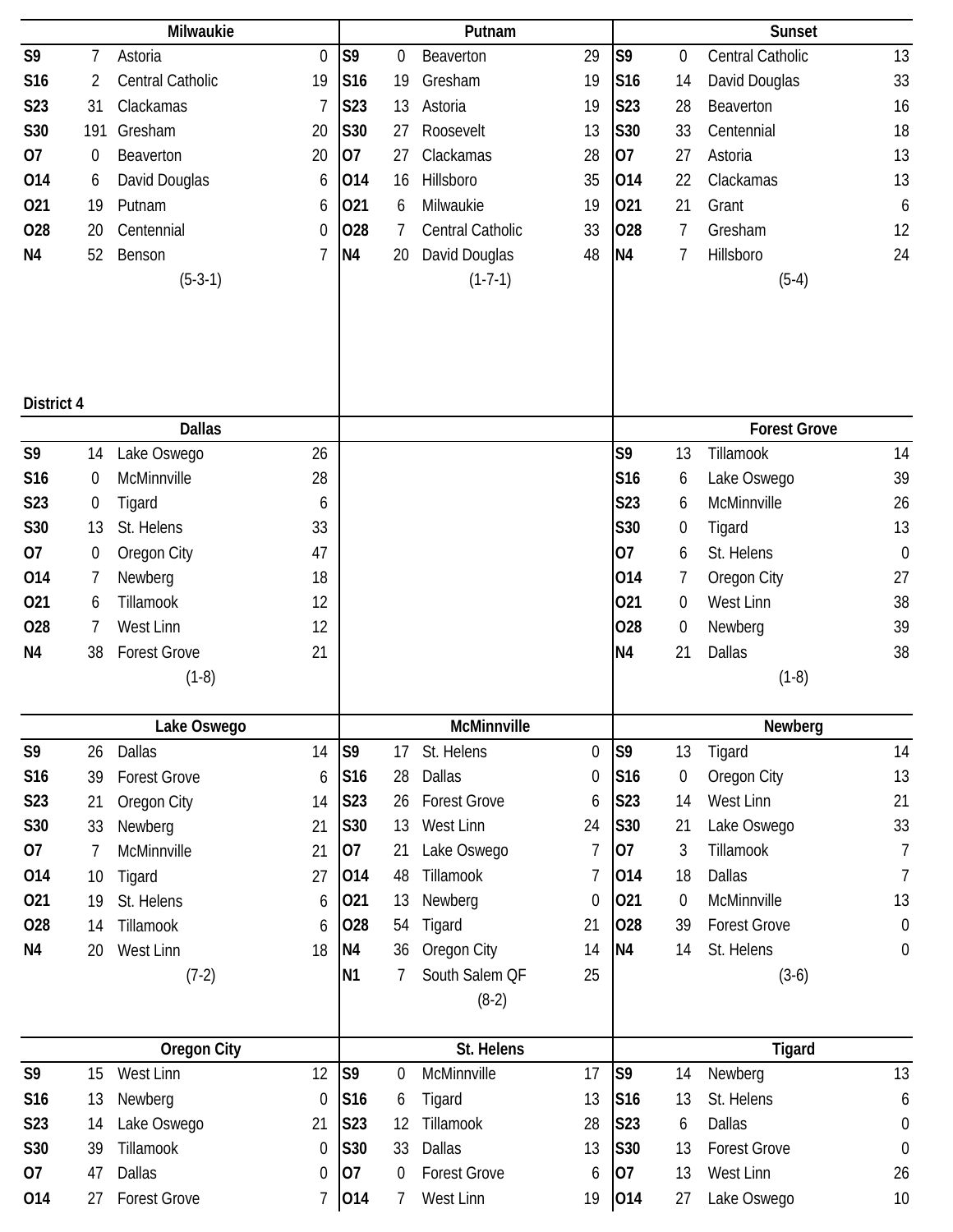### Milwaukie

| | | | |
|---|---|---|---|
| S9 | 7 | Astoria | 0 |
| S16 | 2 | Central Catholic | 19 |
| S23 | 31 | Clackamas | 7 |
| S30 | 191 | Gresham | 20 |
| O7 | 0 | Beaverton | 20 |
| O14 | 6 | David Douglas | 6 |
| O21 | 19 | Putnam | 6 |
| O28 | 20 | Centennial | 0 |
| N4 | 52 | Benson | 7 |

(5-3-1)

### Putnam

| | | | |
|---|---|---|---|
| S9 | 0 | Beaverton | 29 |
| S16 | 19 | Gresham | 19 |
| S23 | 13 | Astoria | 19 |
| S30 | 27 | Roosevelt | 13 |
| O7 | 27 | Clackamas | 28 |
| O14 | 16 | Hillsboro | 35 |
| O21 | 6 | Milwaukie | 19 |
| O28 | 7 | Central Catholic | 33 |
| N4 | 20 | David Douglas | 48 |

(1-7-1)

### Sunset

| | | | |
|---|---|---|---|
| S9 | 0 | Central Catholic | 13 |
| S16 | 14 | David Douglas | 33 |
| S23 | 28 | Beaverton | 16 |
| S30 | 33 | Centennial | 18 |
| O7 | 27 | Astoria | 13 |
| O14 | 22 | Clackamas | 13 |
| O21 | 21 | Grant | 6 |
| O28 | 7 | Gresham | 12 |
| N4 | 7 | Hillsboro | 24 |

(5-4)

## District 4

### Dallas

| | | | |
|---|---|---|---|
| S9 | 14 | Lake Oswego | 26 |
| S16 | 0 | McMinnville | 28 |
| S23 | 0 | Tigard | 6 |
| S30 | 13 | St. Helens | 33 |
| O7 | 0 | Oregon City | 47 |
| O14 | 7 | Newberg | 18 |
| O21 | 6 | Tillamook | 12 |
| O28 | 7 | West Linn | 12 |
| N4 | 38 | Forest Grove | 21 |

(1-8)

### Forest Grove

| | | | |
|---|---|---|---|
| S9 | 13 | Tillamook | 14 |
| S16 | 6 | Lake Oswego | 39 |
| S23 | 6 | McMinnville | 26 |
| S30 | 0 | Tigard | 13 |
| O7 | 6 | St. Helens | 0 |
| O14 | 7 | Oregon City | 27 |
| O21 | 0 | West Linn | 38 |
| O28 | 0 | Newberg | 39 |
| N4 | 21 | Dallas | 38 |

(1-8)

### Lake Oswego

| | | | |
|---|---|---|---|
| S9 | 26 | Dallas | 14 |
| S16 | 39 | Forest Grove | 6 |
| S23 | 21 | Oregon City | 14 |
| S30 | 33 | Newberg | 21 |
| O7 | 7 | McMinnville | 21 |
| O14 | 10 | Tigard | 27 |
| O21 | 19 | St. Helens | 6 |
| O28 | 14 | Tillamook | 6 |
| N4 | 20 | West Linn | 18 |

(7-2)

### McMinnville

| | | | |
|---|---|---|---|
| S9 | 17 | St. Helens | 0 |
| S16 | 28 | Dallas | 0 |
| S23 | 26 | Forest Grove | 6 |
| S30 | 13 | West Linn | 24 |
| O7 | 21 | Lake Oswego | 7 |
| O14 | 48 | Tillamook | 7 |
| O21 | 13 | Newberg | 0 |
| O28 | 54 | Tigard | 21 |
| N4 | 36 | Oregon City | 14 |
| N1 | 7 | South Salem QF | 25 |

(8-2)

### Newberg

| | | | |
|---|---|---|---|
| S9 | 13 | Tigard | 14 |
| S16 | 0 | Oregon City | 13 |
| S23 | 14 | West Linn | 21 |
| S30 | 21 | Lake Oswego | 33 |
| O7 | 3 | Tillamook | 7 |
| O14 | 18 | Dallas | 7 |
| O21 | 0 | McMinnville | 13 |
| O28 | 39 | Forest Grove | 0 |
| N4 | 14 | St. Helens | 0 |

(3-6)

### Oregon City

| | | | |
|---|---|---|---|
| S9 | 15 | West Linn | 12 |
| S16 | 13 | Newberg | 0 |
| S23 | 14 | Lake Oswego | 21 |
| S30 | 39 | Tillamook | 0 |
| O7 | 47 | Dallas | 0 |
| O14 | 27 | Forest Grove | 7 |

### St. Helens

| | | | |
|---|---|---|---|
| S9 | 0 | McMinnville | 17 |
| S16 | 6 | Tigard | 13 |
| S23 | 12 | Tillamook | 28 |
| S30 | 33 | Dallas | 13 |
| O7 | 0 | Forest Grove | 6 |
| O14 | 7 | West Linn | 19 |

### Tigard

| | | | |
|---|---|---|---|
| S9 | 14 | Newberg | 13 |
| S16 | 13 | St. Helens | 6 |
| S23 | 6 | Dallas | 0 |
| S30 | 13 | Forest Grove | 0 |
| O7 | 13 | West Linn | 26 |
| O14 | 27 | Lake Oswego | 10 |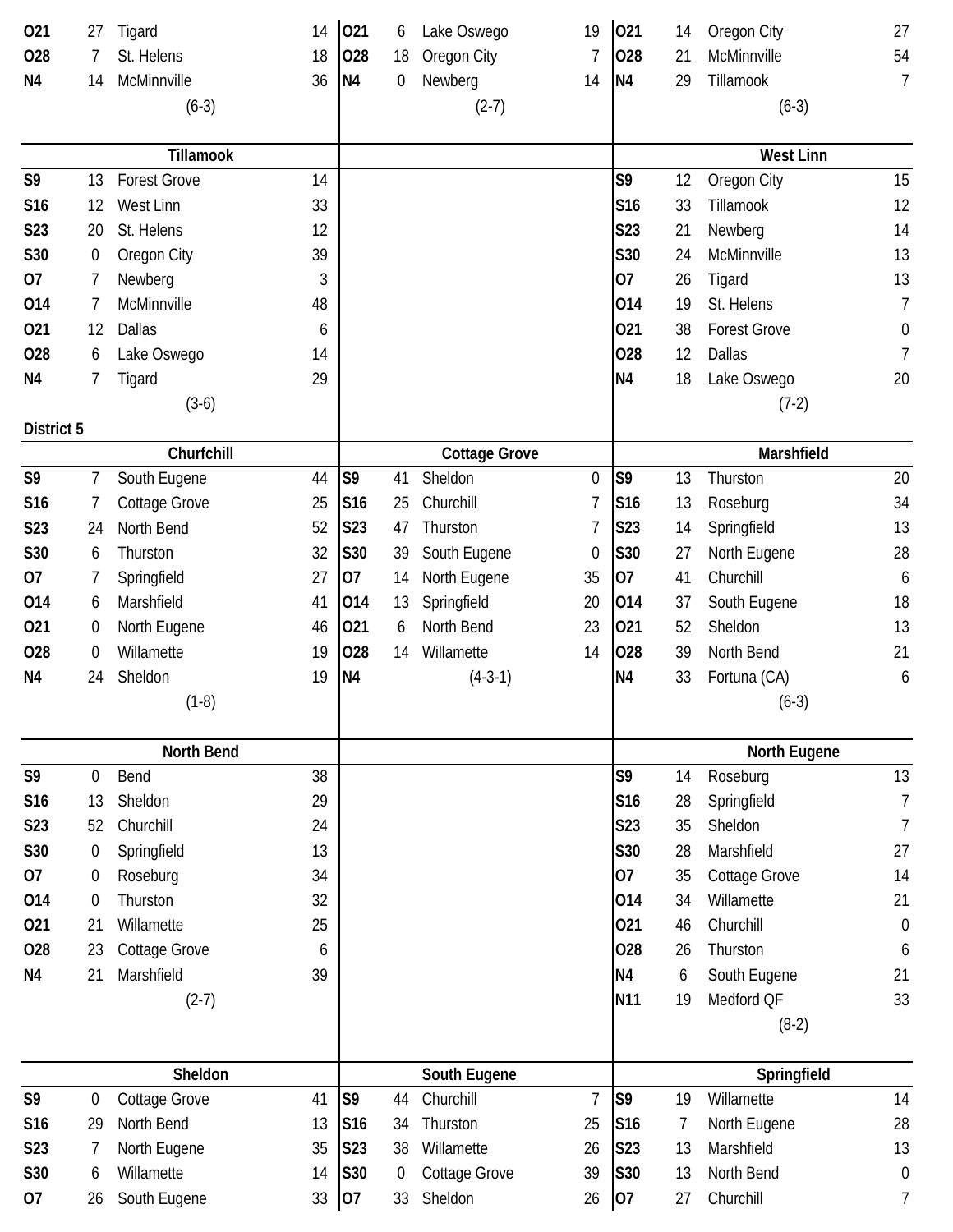| | | | |
|---|---|---|---|
| O21 | 27 | Tigard | 14 |
| O28 | 7 | St. Helens | 18 |
| N4 | 14 | McMinnville | 36 |
| | | (6-3) | |

| | | | |
|---|---|---|---|
| O21 | 6 | Lake Oswego | 19 |
| O28 | 18 | Oregon City | 7 |
| N4 | 0 | Newberg | 14 |
| | | (2-7) | |

| | | | |
|---|---|---|---|
| O21 | 14 | Oregon City | 27 |
| O28 | 21 | McMinnville | 54 |
| N4 | 29 | Tillamook | 7 |
| | | (6-3) | |

**Tillamook**

| | | | |
|---|---|---|---|
| S9 | 13 | Forest Grove | 14 |
| S16 | 12 | West Linn | 33 |
| S23 | 20 | St. Helens | 12 |
| S30 | 0 | Oregon City | 39 |
| O7 | 7 | Newberg | 3 |
| O14 | 7 | McMinnville | 48 |
| O21 | 12 | Dallas | 6 |
| O28 | 6 | Lake Oswego | 14 |
| N4 | 7 | Tigard | 29 |
| | | (3-6) | |

**West Linn**

| | | | |
|---|---|---|---|
| S9 | 12 | Oregon City | 15 |
| S16 | 33 | Tillamook | 12 |
| S23 | 21 | Newberg | 14 |
| S30 | 24 | McMinnville | 13 |
| O7 | 26 | Tigard | 13 |
| O14 | 19 | St. Helens | 7 |
| O21 | 38 | Forest Grove | 0 |
| O28 | 12 | Dallas | 7 |
| N4 | 18 | Lake Oswego | 20 |
| | | (7-2) | |

## District 5

**Churfchill**

| | | | |
|---|---|---|---|
| S9 | 7 | South Eugene | 44 |
| S16 | 7 | Cottage Grove | 25 |
| S23 | 24 | North Bend | 52 |
| S30 | 6 | Thurston | 32 |
| O7 | 7 | Springfield | 27 |
| O14 | 6 | Marshfield | 41 |
| O21 | 0 | North Eugene | 46 |
| O28 | 0 | Willamette | 19 |
| N4 | 24 | Sheldon | 19 |
| | | (1-8) | |

**Cottage Grove**

| | | | |
|---|---|---|---|
| S9 | 41 | Sheldon | 0 |
| S16 | 25 | Churchill | 7 |
| S23 | 47 | Thurston | 7 |
| S30 | 39 | South Eugene | 0 |
| O7 | 14 | North Eugene | 35 |
| O14 | 13 | Springfield | 20 |
| O21 | 6 | North Bend | 23 |
| O28 | 14 | Willamette | 14 |
| N4 | | (4-3-1) | |

**Marshfield**

| | | | |
|---|---|---|---|
| S9 | 13 | Thurston | 20 |
| S16 | 13 | Roseburg | 34 |
| S23 | 14 | Springfield | 13 |
| S30 | 27 | North Eugene | 28 |
| O7 | 41 | Churchill | 6 |
| O14 | 37 | South Eugene | 18 |
| O21 | 52 | Sheldon | 13 |
| O28 | 39 | North Bend | 21 |
| N4 | 33 | Fortuna (CA) | 6 |
| | | (6-3) | |

**North Bend**

| | | | |
|---|---|---|---|
| S9 | 0 | Bend | 38 |
| S16 | 13 | Sheldon | 29 |
| S23 | 52 | Churchill | 24 |
| S30 | 0 | Springfield | 13 |
| O7 | 0 | Roseburg | 34 |
| O14 | 0 | Thurston | 32 |
| O21 | 21 | Willamette | 25 |
| O28 | 23 | Cottage Grove | 6 |
| N4 | 21 | Marshfield | 39 |
| | | (2-7) | |

**North Eugene**

| | | | |
|---|---|---|---|
| S9 | 14 | Roseburg | 13 |
| S16 | 28 | Springfield | 7 |
| S23 | 35 | Sheldon | 7 |
| S30 | 28 | Marshfield | 27 |
| O7 | 35 | Cottage Grove | 14 |
| O14 | 34 | Willamette | 21 |
| O21 | 46 | Churchill | 0 |
| O28 | 26 | Thurston | 6 |
| N4 | 6 | South Eugene | 21 |
| N11 | 19 | Medford QF | 33 |
| | | (8-2) | |

**Sheldon**

| | | | |
|---|---|---|---|
| S9 | 0 | Cottage Grove | 41 |
| S16 | 29 | North Bend | 13 |
| S23 | 7 | North Eugene | 35 |
| S30 | 6 | Willamette | 14 |
| O7 | 26 | South Eugene | 33 |

**South Eugene**

| | | | |
|---|---|---|---|
| S9 | 44 | Churchill | 7 |
| S16 | 34 | Thurston | 25 |
| S23 | 38 | Willamette | 26 |
| S30 | 0 | Cottage Grove | 39 |
| O7 | 33 | Sheldon | 26 |

**Springfield**

| | | | |
|---|---|---|---|
| S9 | 19 | Willamette | 14 |
| S16 | 7 | North Eugene | 28 |
| S23 | 13 | Marshfield | 13 |
| S30 | 13 | North Bend | 0 |
| O7 | 27 | Churchill | 7 |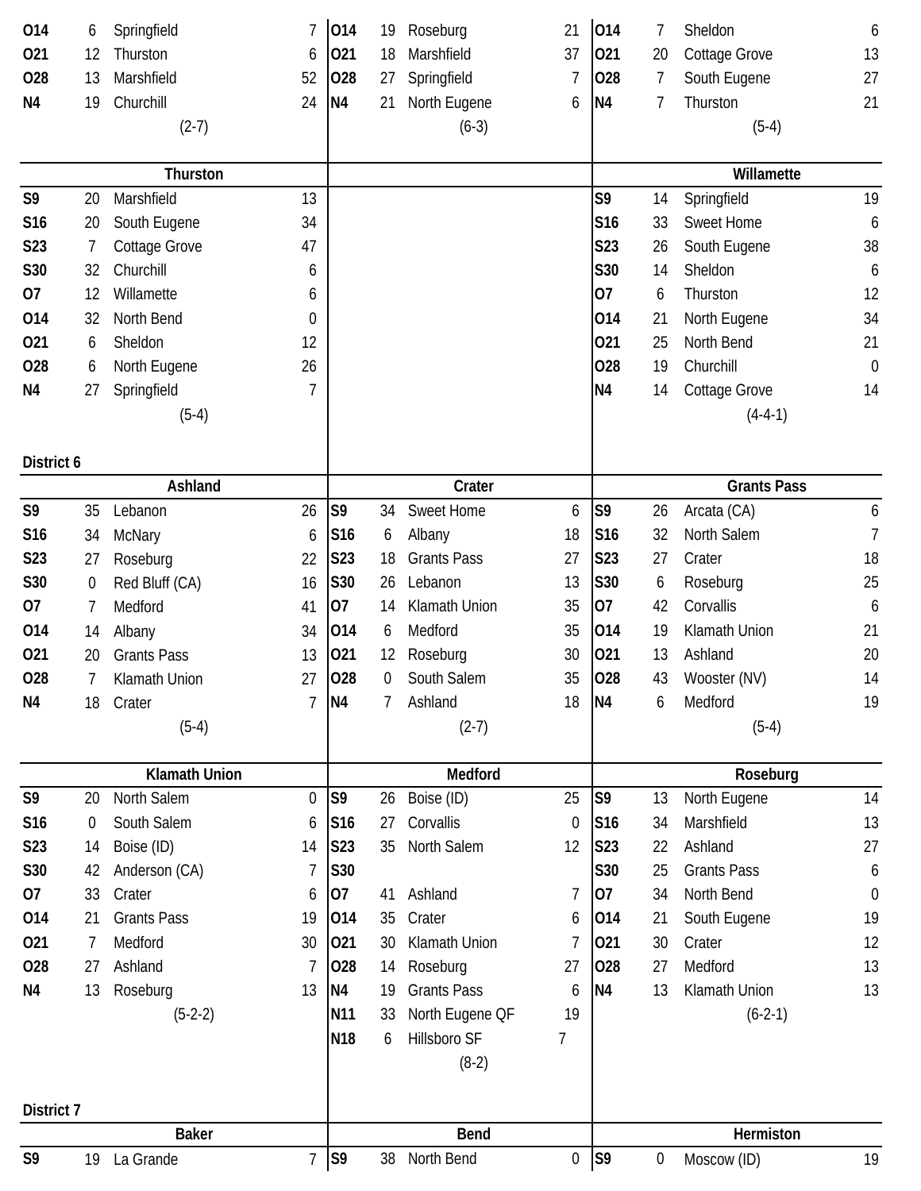| | | | |
|---|---|---|---|
| O14 | 6 | Springfield | 7 |
| O21 | 12 | Thurston | 6 |
| O28 | 13 | Marshfield | 52 |
| N4 | 19 | Churchill | 24 |
| | | (2-7) | |

| | | | |
|---|---|---|---|
| O14 | 19 | Roseburg | 21 |
| O21 | 18 | Marshfield | 37 |
| O28 | 27 | Springfield | 7 |
| N4 | 21 | North Eugene | 6 |
| | | (6-3) | |

| | | | |
|---|---|---|---|
| O14 | 7 | Sheldon | 6 |
| O21 | 20 | Cottage Grove | 13 |
| O28 | 7 | South Eugene | 27 |
| N4 | 7 | Thurston | 21 |
| | | (5-4) | |

| Thurston | | | |
|---|---|---|---|
| S9 | 20 | Marshfield | 13 |
| S16 | 20 | South Eugene | 34 |
| S23 | 7 | Cottage Grove | 47 |
| S30 | 32 | Churchill | 6 |
| O7 | 12 | Willamette | 6 |
| O14 | 32 | North Bend | 0 |
| O21 | 6 | Sheldon | 12 |
| O28 | 6 | North Eugene | 26 |
| N4 | 27 | Springfield | 7 |
| | | (5-4) | |

| Willamette | | | |
|---|---|---|---|
| S9 | 14 | Springfield | 19 |
| S16 | 33 | Sweet Home | 6 |
| S23 | 26 | South Eugene | 38 |
| S30 | 14 | Sheldon | 6 |
| O7 | 6 | Thurston | 12 |
| O14 | 21 | North Eugene | 34 |
| O21 | 25 | North Bend | 21 |
| O28 | 19 | Churchill | 0 |
| N4 | 14 | Cottage Grove | 14 |
| | | (4-4-1) | |

**District 6**

| Ashland | | | |
|---|---|---|---|
| S9 | 35 | Lebanon | 26 |
| S16 | 34 | McNary | 6 |
| S23 | 27 | Roseburg | 22 |
| S30 | 0 | Red Bluff (CA) | 16 |
| O7 | 7 | Medford | 41 |
| O14 | 14 | Albany | 34 |
| O21 | 20 | Grants Pass | 13 |
| O28 | 7 | Klamath Union | 27 |
| N4 | 18 | Crater | 7 |
| | | (5-4) | |

| Crater | | | |
|---|---|---|---|
| S9 | 34 | Sweet Home | 6 |
| S16 | 6 | Albany | 18 |
| S23 | 18 | Grants Pass | 27 |
| S30 | 26 | Lebanon | 13 |
| O7 | 14 | Klamath Union | 35 |
| O14 | 6 | Medford | 35 |
| O21 | 12 | Roseburg | 30 |
| O28 | 0 | South Salem | 35 |
| N4 | 7 | Ashland | 18 |
| | | (2-7) | |

| Grants Pass | | | |
|---|---|---|---|
| S9 | 26 | Arcata (CA) | 6 |
| S16 | 32 | North Salem | 7 |
| S23 | 27 | Crater | 18 |
| S30 | 6 | Roseburg | 25 |
| O7 | 42 | Corvallis | 6 |
| O14 | 19 | Klamath Union | 21 |
| O21 | 13 | Ashland | 20 |
| O28 | 43 | Wooster (NV) | 14 |
| N4 | 6 | Medford | 19 |
| | | (5-4) | |

| Klamath Union | | | |
|---|---|---|---|
| S9 | 20 | North Salem | 0 |
| S16 | 0 | South Salem | 6 |
| S23 | 14 | Boise (ID) | 14 |
| S30 | 42 | Anderson (CA) | 7 |
| O7 | 33 | Crater | 6 |
| O14 | 21 | Grants Pass | 19 |
| O21 | 7 | Medford | 30 |
| O28 | 27 | Ashland | 7 |
| N4 | 13 | Roseburg | 13 |
| | | (5-2-2) | |

| Medford | | | |
|---|---|---|---|
| S9 | 26 | Boise (ID) | 25 |
| S16 | 27 | Corvallis | 0 |
| S23 | 35 | North Salem | 12 |
| S30 | | | |
| O7 | 41 | Ashland | 7 |
| O14 | 35 | Crater | 6 |
| O21 | 30 | Klamath Union | 7 |
| O28 | 14 | Roseburg | 27 |
| N4 | 19 | Grants Pass | 6 |
| N11 | 33 | North Eugene QF | 19 |
| N18 | 6 | Hillsboro SF | 7 |
| | | (8-2) | |

| Roseburg | | | |
|---|---|---|---|
| S9 | 13 | North Eugene | 14 |
| S16 | 34 | Marshfield | 13 |
| S23 | 22 | Ashland | 27 |
| S30 | 25 | Grants Pass | 6 |
| O7 | 34 | North Bend | 0 |
| O14 | 21 | South Eugene | 19 |
| O21 | 30 | Crater | 12 |
| O28 | 27 | Medford | 13 |
| N4 | 13 | Klamath Union | 13 |
| | | (6-2-1) | |

**District 7**

| Baker | | | |
|---|---|---|---|
| S9 | 19 | La Grande | 7 |

| Bend | | | |
|---|---|---|---|
| S9 | 38 | North Bend | 0 |

| Hermiston | | | |
|---|---|---|---|
| S9 | 0 | Moscow (ID) | 19 |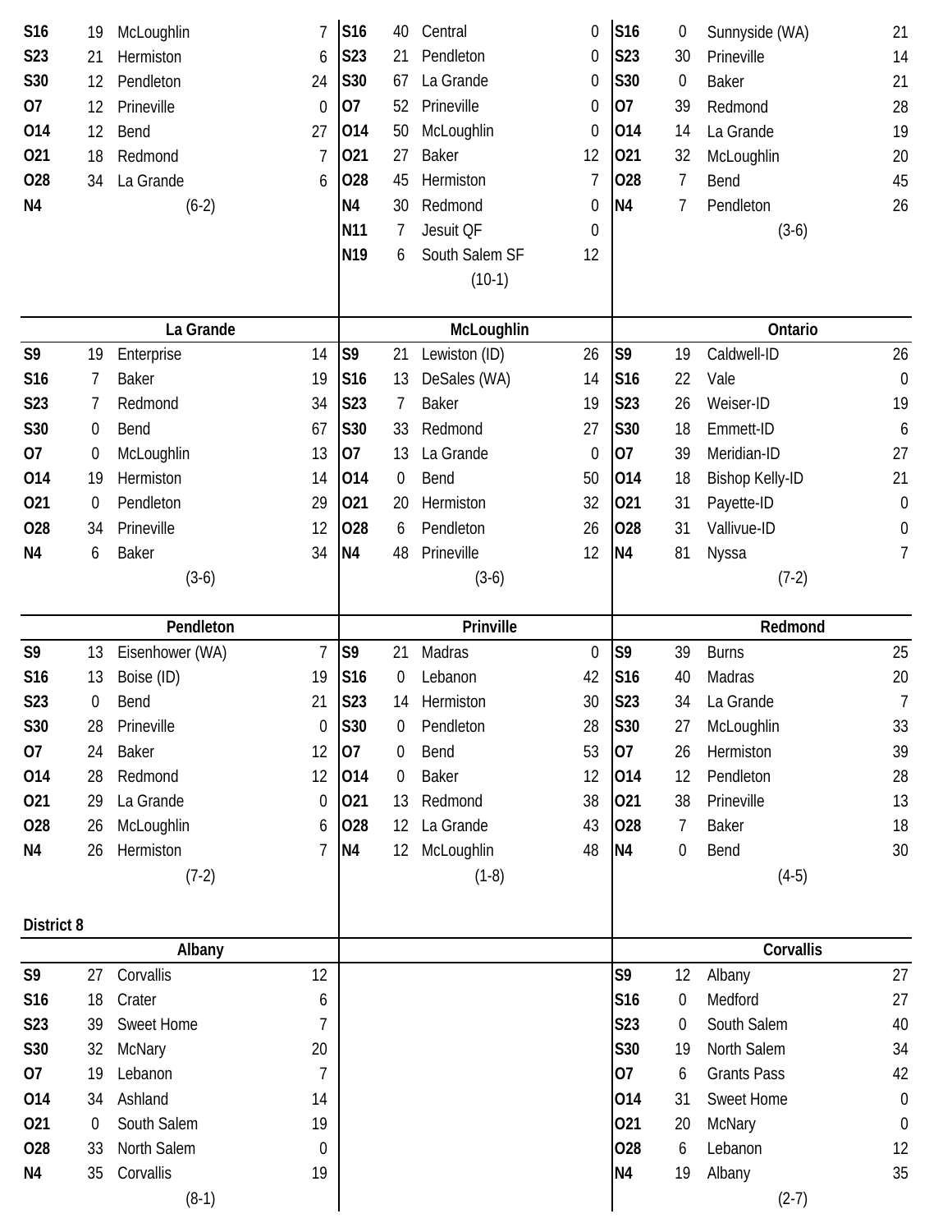| | | | |
|---|---|---|---|
| S16 | 19 | McLoughlin | 7 |
| S23 | 21 | Hermiston | 6 |
| S30 | 12 | Pendleton | 24 |
| O7 | 12 | Prineville | 0 |
| O14 | 12 | Bend | 27 |
| O21 | 18 | Redmond | 7 |
| O28 | 34 | La Grande | 6 |
| N4 | | (6-2) | |

| | | | |
|---|---|---|---|
| S16 | 40 | Central | 0 |
| S23 | 21 | Pendleton | 0 |
| S30 | 67 | La Grande | 0 |
| O7 | 52 | Prineville | 0 |
| O14 | 50 | McLoughlin | 0 |
| O21 | 27 | Baker | 12 |
| O28 | 45 | Hermiston | 7 |
| N4 | 30 | Redmond | 0 |
| N11 | 7 | Jesuit QF | 0 |
| N19 | 6 | South Salem SF | 12 |
| | | (10-1) | |

| | | | |
|---|---|---|---|
| S16 | 0 | Sunnyside (WA) | 21 |
| S23 | 30 | Prineville | 14 |
| S30 | 0 | Baker | 21 |
| O7 | 39 | Redmond | 28 |
| O14 | 14 | La Grande | 19 |
| O21 | 32 | McLoughlin | 20 |
| O28 | 7 | Bend | 45 |
| N4 | 7 | Pendleton | 26 |
| | | (3-6) | |

| La Grande | | | |
|---|---|---|---|
| S9 | 19 | Enterprise | 14 |
| S16 | 7 | Baker | 19 |
| S23 | 7 | Redmond | 34 |
| S30 | 0 | Bend | 67 |
| O7 | 0 | McLoughlin | 13 |
| O14 | 19 | Hermiston | 14 |
| O21 | 0 | Pendleton | 29 |
| O28 | 34 | Prineville | 12 |
| N4 | 6 | Baker | 34 |
| | | (3-6) | |

| McLoughlin | | | |
|---|---|---|---|
| S9 | 21 | Lewiston (ID) | 26 |
| S16 | 13 | DeSales (WA) | 14 |
| S23 | 7 | Baker | 19 |
| S30 | 33 | Redmond | 27 |
| O7 | 13 | La Grande | 0 |
| O14 | 0 | Bend | 50 |
| O21 | 20 | Hermiston | 32 |
| O28 | 6 | Pendleton | 26 |
| N4 | 48 | Prineville | 12 |
| | | (3-6) | |

| Ontario | | | |
|---|---|---|---|
| S9 | 19 | Caldwell-ID | 26 |
| S16 | 22 | Vale | 0 |
| S23 | 26 | Weiser-ID | 19 |
| S30 | 18 | Emmett-ID | 6 |
| O7 | 39 | Meridian-ID | 27 |
| O14 | 18 | Bishop Kelly-ID | 21 |
| O21 | 31 | Payette-ID | 0 |
| O28 | 31 | Vallivue-ID | 0 |
| N4 | 81 | Nyssa | 7 |
| | | (7-2) | |

| Pendleton | | | |
|---|---|---|---|
| S9 | 13 | Eisenhower (WA) | 7 |
| S16 | 13 | Boise (ID) | 19 |
| S23 | 0 | Bend | 21 |
| S30 | 28 | Prineville | 0 |
| O7 | 24 | Baker | 12 |
| O14 | 28 | Redmond | 12 |
| O21 | 29 | La Grande | 0 |
| O28 | 26 | McLoughlin | 6 |
| N4 | 26 | Hermiston | 7 |
| | | (7-2) | |

| Prinville | | | |
|---|---|---|---|
| S9 | 21 | Madras | 0 |
| S16 | 0 | Lebanon | 42 |
| S23 | 14 | Hermiston | 30 |
| S30 | 0 | Pendleton | 28 |
| O7 | 0 | Bend | 53 |
| O14 | 0 | Baker | 12 |
| O21 | 13 | Redmond | 38 |
| O28 | 12 | La Grande | 43 |
| N4 | 12 | McLoughlin | 48 |
| | | (1-8) | |

| Redmond | | | |
|---|---|---|---|
| S9 | 39 | Burns | 25 |
| S16 | 40 | Madras | 20 |
| S23 | 34 | La Grande | 7 |
| S30 | 27 | McLoughlin | 33 |
| O7 | 26 | Hermiston | 39 |
| O14 | 12 | Pendleton | 28 |
| O21 | 38 | Prineville | 13 |
| O28 | 7 | Baker | 18 |
| N4 | 0 | Bend | 30 |
| | | (4-5) | |

**District 8**

| Albany | | | |
|---|---|---|---|
| S9 | 27 | Corvallis | 12 |
| S16 | 18 | Crater | 6 |
| S23 | 39 | Sweet Home | 7 |
| S30 | 32 | McNary | 20 |
| O7 | 19 | Lebanon | 7 |
| O14 | 34 | Ashland | 14 |
| O21 | 0 | South Salem | 19 |
| O28 | 33 | North Salem | 0 |
| N4 | 35 | Corvallis | 19 |
| | | (8-1) | |

| Corvallis | | | |
|---|---|---|---|
| S9 | 12 | Albany | 27 |
| S16 | 0 | Medford | 27 |
| S23 | 0 | South Salem | 40 |
| S30 | 19 | North Salem | 34 |
| O7 | 6 | Grants Pass | 42 |
| O14 | 31 | Sweet Home | 0 |
| O21 | 20 | McNary | 0 |
| O28 | 6 | Lebanon | 12 |
| N4 | 19 | Albany | 35 |
| | | (2-7) | |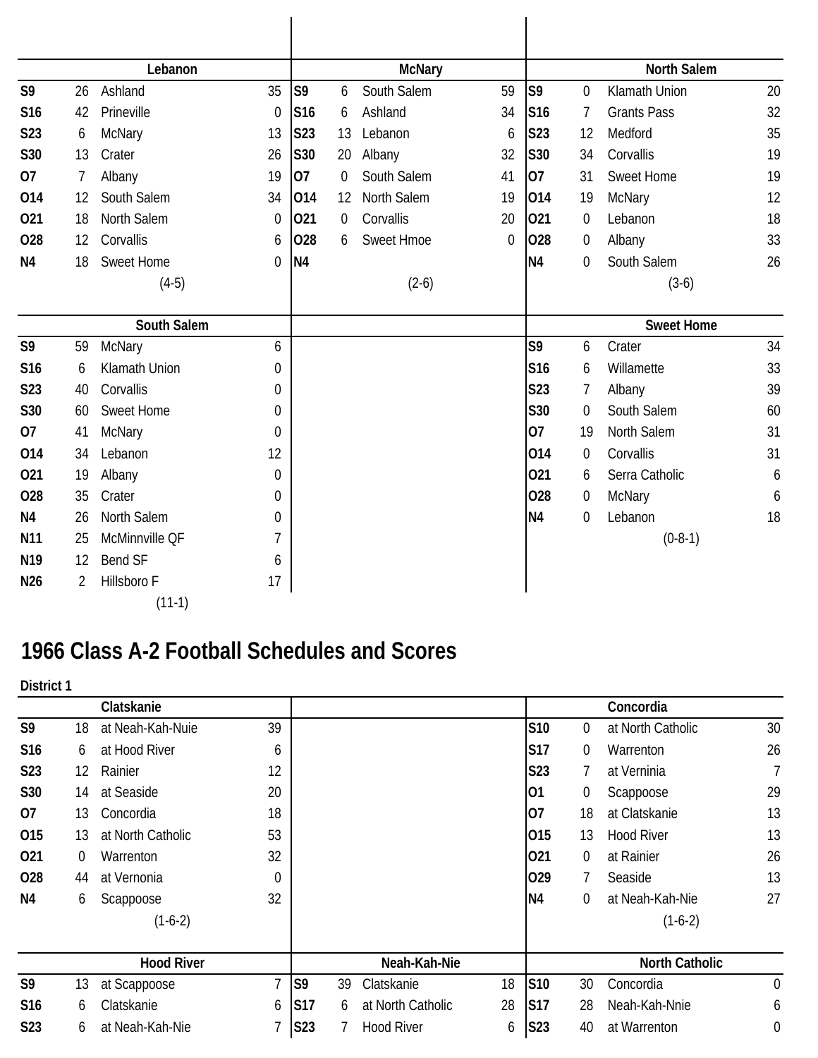### Lebanon

| Date | Score | Opponent | Opp |
|---|---|---|---|
| S9 | 26 | Ashland | 35 |
| S16 | 42 | Prineville | 0 |
| S23 | 6 | McNary | 13 |
| S30 | 13 | Crater | 26 |
| O7 | 7 | Albany | 19 |
| O14 | 12 | South Salem | 34 |
| O21 | 18 | North Salem | 0 |
| O28 | 12 | Corvallis | 6 |
| N4 | 18 | Sweet Home | 0 |
| | | (4-5) | |

### McNary

| Date | Score | Opponent | Opp |
|---|---|---|---|
| S9 | 6 | South Salem | 59 |
| S16 | 6 | Ashland | 34 |
| S23 | 13 | Lebanon | 6 |
| S30 | 20 | Albany | 32 |
| O7 | 0 | South Salem | 41 |
| O14 | 12 | North Salem | 19 |
| O21 | 0 | Corvallis | 20 |
| O28 | 6 | Sweet Hmoe | 0 |
| N4 | | | |
| | | (2-6) | |

### North Salem

| Date | Score | Opponent | Opp |
|---|---|---|---|
| S9 | 0 | Klamath Union | 20 |
| S16 | 7 | Grants Pass | 32 |
| S23 | 12 | Medford | 35 |
| S30 | 34 | Corvallis | 19 |
| O7 | 31 | Sweet Home | 19 |
| O14 | 19 | McNary | 12 |
| O21 | 0 | Lebanon | 18 |
| O28 | 0 | Albany | 33 |
| N4 | 0 | South Salem | 26 |
| | | (3-6) | |

### South Salem

| Date | Score | Opponent | Opp |
|---|---|---|---|
| S9 | 59 | McNary | 6 |
| S16 | 6 | Klamath Union | 0 |
| S23 | 40 | Corvallis | 0 |
| S30 | 60 | Sweet Home | 0 |
| O7 | 41 | McNary | 0 |
| O14 | 34 | Lebanon | 12 |
| O21 | 19 | Albany | 0 |
| O28 | 35 | Crater | 0 |
| N4 | 26 | North Salem | 0 |
| N11 | 25 | McMinnville QF | 7 |
| N19 | 12 | Bend SF | 6 |
| N26 | 2 | Hillsboro F | 17 |
| | | (11-1) | |

### Sweet Home

| Date | Score | Opponent | Opp |
|---|---|---|---|
| S9 | 6 | Crater | 34 |
| S16 | 6 | Willamette | 33 |
| S23 | 7 | Albany | 39 |
| S30 | 0 | South Salem | 60 |
| O7 | 19 | North Salem | 31 |
| O14 | 0 | Corvallis | 31 |
| O21 | 6 | Serra Catholic | 6 |
| O28 | 0 | McNary | 6 |
| N4 | 0 | Lebanon | 18 |
| | | (0-8-1) | |

# 1966 Class A-2 Football Schedules and Scores

**District 1**

### Clatskanie

| Date | Score | Opponent | Opp |
|---|---|---|---|
| S9 | 18 | at Neah-Kah-Nuie | 39 |
| S16 | 6 | at Hood River | 6 |
| S23 | 12 | Rainier | 12 |
| S30 | 14 | at Seaside | 20 |
| O7 | 13 | Concordia | 18 |
| O15 | 13 | at North Catholic | 53 |
| O21 | 0 | Warrenton | 32 |
| O28 | 44 | at Vernonia | 0 |
| N4 | 6 | Scappoose | 32 |
| | | (1-6-2) | |

### Concordia

| Date | Score | Opponent | Opp |
|---|---|---|---|
| S10 | 0 | at North Catholic | 30 |
| S17 | 0 | Warrenton | 26 |
| S23 | 7 | at Verninia | 7 |
| O1 | 0 | Scappoose | 29 |
| O7 | 18 | at Clatskanie | 13 |
| O15 | 13 | Hood River | 13 |
| O21 | 0 | at Rainier | 26 |
| O29 | 7 | Seaside | 13 |
| N4 | 0 | at Neah-Kah-Nie | 27 |
| | | (1-6-2) | |

### Hood River

| Date | Score | Opponent | Opp |
|---|---|---|---|
| S9 | 13 | at Scappoose | 7 |
| S16 | 6 | Clatskanie | 6 |
| S23 | 6 | at Neah-Kah-Nie | 7 |

### Neah-Kah-Nie

| Date | Score | Opponent | Opp |
|---|---|---|---|
| S9 | 39 | Clatskanie | 18 |
| S17 | 6 | at North Catholic | 28 |
| S23 | 7 | Hood River | 6 |

### North Catholic

| Date | Score | Opponent | Opp |
|---|---|---|---|
| S10 | 30 | Concordia | 0 |
| S17 | 28 | Neah-Kah-Nnie | 6 |
| S23 | 40 | at Warrenton | 0 |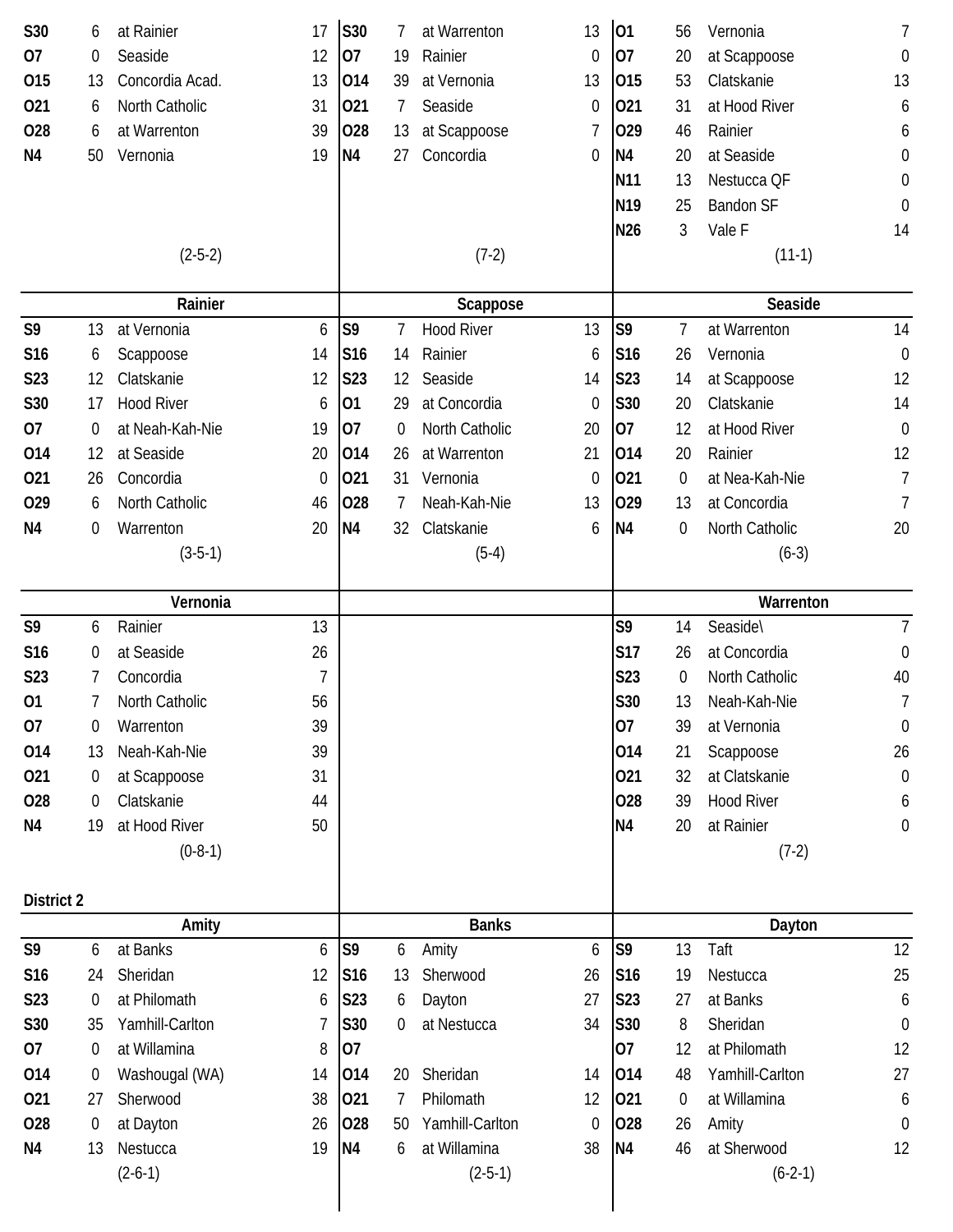| | | | |
|---|---|---|---|
| S30 | 6 | at Rainier | 17 |
| O7 | 0 | Seaside | 12 |
| O15 | 13 | Concordia Acad. | 13 |
| O21 | 6 | North Catholic | 31 |
| O28 | 6 | at Warrenton | 39 |
| N4 | 50 | Vernonia | 19 |
| | | (2-5-2) | |

| | | | |
|---|---|---|---|
| S30 | 7 | at Warrenton | 13 |
| O7 | 19 | Rainier | 0 |
| O14 | 39 | at Vernonia | 13 |
| O21 | 7 | Seaside | 0 |
| O28 | 13 | at Scappoose | 7 |
| N4 | 27 | Concordia | 0 |
| | | (7-2) | |

| | | | |
|---|---|---|---|
| O1 | 56 | Vernonia | 7 |
| O7 | 20 | at Scappoose | 0 |
| O15 | 53 | Clatskanie | 13 |
| O21 | 31 | at Hood River | 6 |
| O29 | 46 | Rainier | 6 |
| N4 | 20 | at Seaside | 0 |
| N11 | 13 | Nestucca QF | 0 |
| N19 | 25 | Bandon SF | 0 |
| N26 | 3 | Vale F | 14 |
| | | (11-1) | |

### Rainier

| | | | |
|---|---|---|---|
| S9 | 13 | at Vernonia | 6 |
| S16 | 6 | Scappoose | 14 |
| S23 | 12 | Clatskanie | 12 |
| S30 | 17 | Hood River | 6 |
| O7 | 0 | at Neah-Kah-Nie | 19 |
| O14 | 12 | at Seaside | 20 |
| O21 | 26 | Concordia | 0 |
| O29 | 6 | North Catholic | 46 |
| N4 | 0 | Warrenton | 20 |
| | | (3-5-1) | |

### Scappoose

| | | | |
|---|---|---|---|
| S9 | 7 | Hood River | 13 |
| S16 | 14 | Rainier | 6 |
| S23 | 12 | Seaside | 14 |
| O1 | 29 | at Concordia | 0 |
| O7 | 0 | North Catholic | 20 |
| O14 | 26 | at Warrenton | 21 |
| O21 | 31 | Vernonia | 0 |
| O28 | 7 | Neah-Kah-Nie | 13 |
| N4 | 32 | Clatskanie | 6 |
| | | (5-4) | |

### Seaside

| | | | |
|---|---|---|---|
| S9 | 7 | at Warrenton | 14 |
| S16 | 26 | Vernonia | 0 |
| S23 | 14 | at Scappoose | 12 |
| S30 | 20 | Clatskanie | 14 |
| O7 | 12 | at Hood River | 0 |
| O14 | 20 | Rainier | 12 |
| O21 | 0 | at Nea-Kah-Nie | 7 |
| O29 | 13 | at Concordia | 7 |
| N4 | 0 | North Catholic | 20 |
| | | (6-3) | |

### Vernonia

| | | | |
|---|---|---|---|
| S9 | 6 | Rainier | 13 |
| S16 | 0 | at Seaside | 26 |
| S23 | 7 | Concordia | 7 |
| O1 | 7 | North Catholic | 56 |
| O7 | 0 | Warrenton | 39 |
| O14 | 13 | Neah-Kah-Nie | 39 |
| O21 | 0 | at Scappoose | 31 |
| O28 | 0 | Clatskanie | 44 |
| N4 | 19 | at Hood River | 50 |
| | | (0-8-1) | |

### Warrenton

| | | | |
|---|---|---|---|
| S9 | 14 | Seaside\ | 7 |
| S17 | 26 | at Concordia | 0 |
| S23 | 0 | North Catholic | 40 |
| S30 | 13 | Neah-Kah-Nie | 7 |
| O7 | 39 | at Vernonia | 0 |
| O14 | 21 | Scappoose | 26 |
| O21 | 32 | at Clatskanie | 0 |
| O28 | 39 | Hood River | 6 |
| N4 | 20 | at Rainier | 0 |
| | | (7-2) | |

## District 2

### Amity

| | | | |
|---|---|---|---|
| S9 | 6 | at Banks | 6 |
| S16 | 24 | Sheridan | 12 |
| S23 | 0 | at Philomath | 6 |
| S30 | 35 | Yamhill-Carlton | 7 |
| O7 | 0 | at Willamina | 8 |
| O14 | 0 | Washougal (WA) | 14 |
| O21 | 27 | Sherwood | 38 |
| O28 | 0 | at Dayton | 26 |
| N4 | 13 | Nestucca | 19 |
| | (2-6-1) | | |

### Banks

| | | | |
|---|---|---|---|
| S9 | 6 | Amity | 6 |
| S16 | 13 | Sherwood | 26 |
| S23 | 6 | Dayton | 27 |
| S30 | 0 | at Nestucca | 34 |
| O7 | | | |
| O14 | 20 | Sheridan | 14 |
| O21 | 7 | Philomath | 12 |
| O28 | 50 | Yamhill-Carlton | 0 |
| N4 | 6 | at Willamina | 38 |
| | | (2-5-1) | |

### Dayton

| | | | |
|---|---|---|---|
| S9 | 13 | Taft | 12 |
| S16 | 19 | Nestucca | 25 |
| S23 | 27 | at Banks | 6 |
| S30 | 8 | Sheridan | 0 |
| O7 | 12 | at Philomath | 12 |
| O14 | 48 | Yamhill-Carlton | 27 |
| O21 | 0 | at Willamina | 6 |
| O28 | 26 | Amity | 0 |
| N4 | 46 | at Sherwood | 12 |
| | | (6-2-1) | |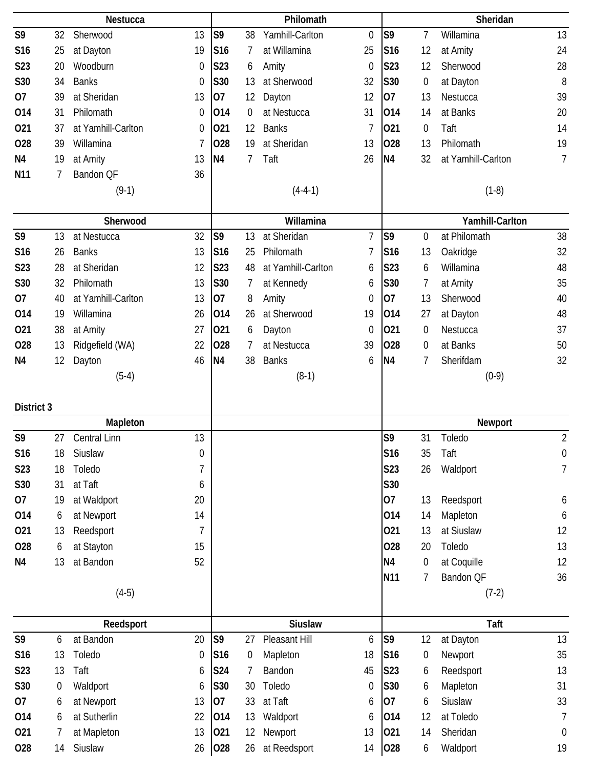### Nestucca

| Date | Score | Opponent | Opp. Score |
|---|---|---|---|
| S9 | 32 | Sherwood | 13 |
| S16 | 25 | at Dayton | 19 |
| S23 | 20 | Woodburn | 0 |
| S30 | 34 | Banks | 0 |
| O7 | 39 | at Sheridan | 13 |
| O14 | 31 | Philomath | 0 |
| O21 | 37 | at Yamhill-Carlton | 0 |
| O28 | 39 | Willamina | 7 |
| N4 | 19 | at Amity | 13 |
| N11 | 7 | Bandon QF | 36 |

(9-1)

### Philomath

| Date | Score | Opponent | Opp. Score |
|---|---|---|---|
| S9 | 38 | Yamhill-Carlton | 0 |
| S16 | 7 | at Willamina | 25 |
| S23 | 6 | Amity | 0 |
| S30 | 13 | at Sherwood | 32 |
| O7 | 12 | Dayton | 12 |
| O14 | 0 | at Nestucca | 31 |
| O21 | 12 | Banks | 7 |
| O28 | 19 | at Sheridan | 13 |
| N4 | 7 | Taft | 26 |

(4-4-1)

### Sheridan

| Date | Score | Opponent | Opp. Score |
|---|---|---|---|
| S9 | 7 | Willamina | 13 |
| S16 | 12 | at Amity | 24 |
| S23 | 12 | Sherwood | 28 |
| S30 | 0 | at Dayton | 8 |
| O7 | 13 | Nestucca | 39 |
| O14 | 14 | at Banks | 20 |
| O21 | 0 | Taft | 14 |
| O28 | 13 | Philomath | 19 |
| N4 | 32 | at Yamhill-Carlton | 7 |

(1-8)

### Sherwood

| Date | Score | Opponent | Opp. Score |
|---|---|---|---|
| S9 | 13 | at Nestucca | 32 |
| S16 | 26 | Banks | 13 |
| S23 | 28 | at Sheridan | 12 |
| S30 | 32 | Philomath | 13 |
| O7 | 40 | at Yamhill-Carlton | 13 |
| O14 | 19 | Willamina | 26 |
| O21 | 38 | at Amity | 27 |
| O28 | 13 | Ridgefield (WA) | 22 |
| N4 | 12 | Dayton | 46 |

(5-4)

### Willamina

| Date | Score | Opponent | Opp. Score |
|---|---|---|---|
| S9 | 13 | at Sheridan | 7 |
| S16 | 25 | Philomath | 7 |
| S23 | 48 | at Yamhill-Carlton | 6 |
| S30 | 7 | at Kennedy | 6 |
| O7 | 8 | Amity | 0 |
| O14 | 26 | at Sherwood | 19 |
| O21 | 6 | Dayton | 0 |
| O28 | 7 | at Nestucca | 39 |
| N4 | 38 | Banks | 6 |

(8-1)

### Yamhill-Carlton

| Date | Score | Opponent | Opp. Score |
|---|---|---|---|
| S9 | 0 | at Philomath | 38 |
| S16 | 13 | Oakridge | 32 |
| S23 | 6 | Willamina | 48 |
| S30 | 7 | at Amity | 35 |
| O7 | 13 | Sherwood | 40 |
| O14 | 27 | at Dayton | 48 |
| O21 | 0 | Nestucca | 37 |
| O28 | 0 | at Banks | 50 |
| N4 | 7 | Sherifdam | 32 |

(0-9)

## District 3

### Mapleton

| Date | Score | Opponent | Opp. Score |
|---|---|---|---|
| S9 | 27 | Central Linn | 13 |
| S16 | 18 | Siuslaw | 0 |
| S23 | 18 | Toledo | 7 |
| S30 | 31 | at Taft | 6 |
| O7 | 19 | at Waldport | 20 |
| O14 | 6 | at Newport | 14 |
| O21 | 13 | Reedsport | 7 |
| O28 | 6 | at Stayton | 15 |
| N4 | 13 | at Bandon | 52 |

(4-5)

### Newport

| Date | Score | Opponent | Opp. Score |
|---|---|---|---|
| S9 | 31 | Toledo | 2 |
| S16 | 35 | Taft | 0 |
| S23 | 26 | Waldport | 7 |
| S30 | | | |
| O7 | 13 | Reedsport | 6 |
| O14 | 14 | Mapleton | 6 |
| O21 | 13 | at Siuslaw | 12 |
| O28 | 20 | Toledo | 13 |
| N4 | 0 | at Coquille | 12 |
| N11 | 7 | Bandon QF | 36 |

(7-2)

### Reedsport

| Date | Score | Opponent | Opp. Score |
|---|---|---|---|
| S9 | 6 | at Bandon | 20 |
| S16 | 13 | Toledo | 0 |
| S23 | 13 | Taft | 6 |
| S30 | 0 | Waldport | 6 |
| O7 | 6 | at Newport | 13 |
| O14 | 6 | at Sutherlin | 22 |
| O21 | 7 | at Mapleton | 13 |
| O28 | 14 | Siuslaw | 26 |

### Siuslaw

| Date | Score | Opponent | Opp. Score |
|---|---|---|---|
| S9 | 27 | Pleasant Hill | 6 |
| S16 | 0 | Mapleton | 18 |
| S24 | 7 | Bandon | 45 |
| S30 | 30 | Toledo | 0 |
| O7 | 33 | at Taft | 6 |
| O14 | 13 | Waldport | 6 |
| O21 | 12 | Newport | 13 |
| O28 | 26 | at Reedsport | 14 |

### Taft

| Date | Score | Opponent | Opp. Score |
|---|---|---|---|
| S9 | 12 | at Dayton | 13 |
| S16 | 0 | Newport | 35 |
| S23 | 6 | Reedsport | 13 |
| S30 | 6 | Mapleton | 31 |
| O7 | 6 | Siuslaw | 33 |
| O14 | 12 | at Toledo | 7 |
| O21 | 14 | Sheridan | 0 |
| O28 | 6 | Waldport | 19 |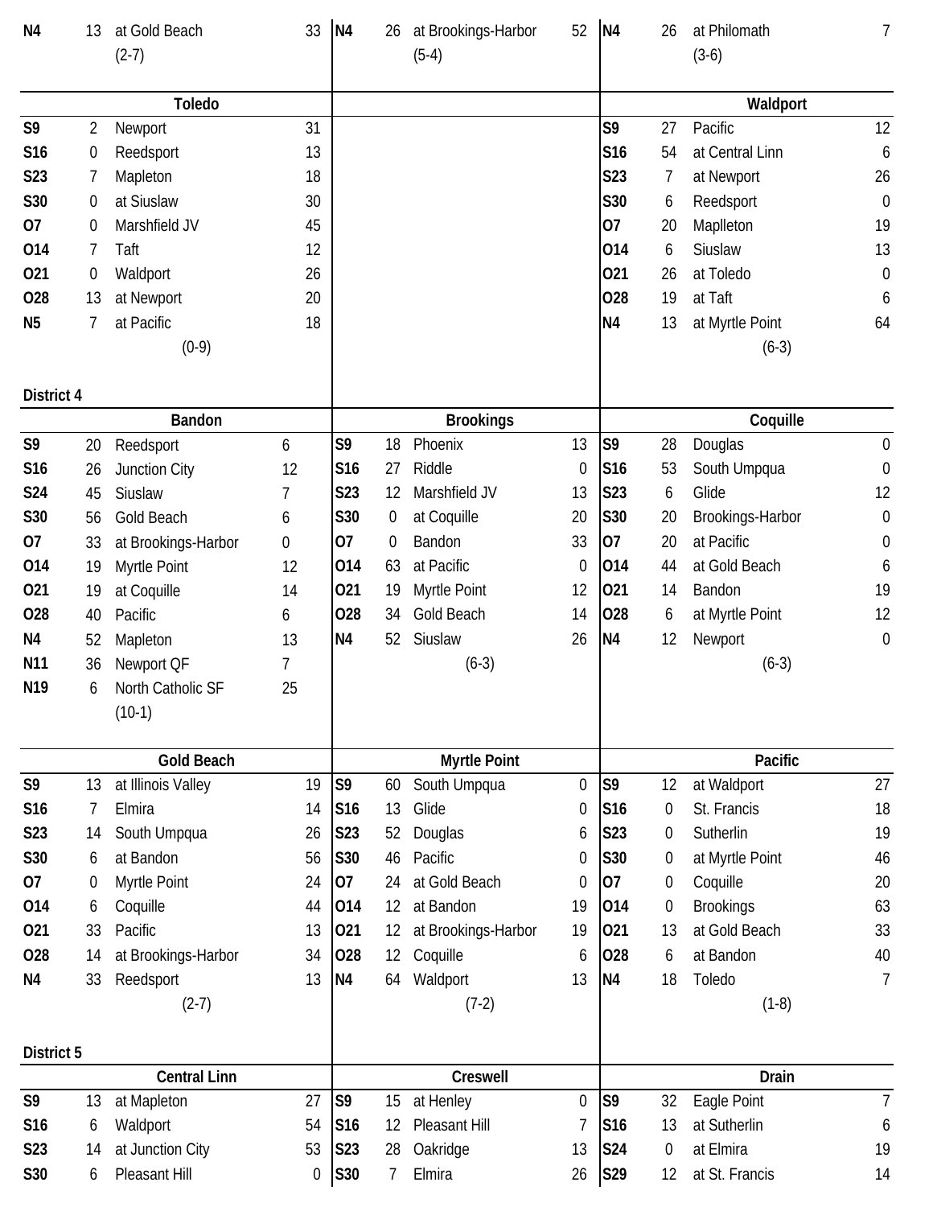| | | | |
|---|---|---|---|
| N4 | 13 | at Gold Beach | 33 |
| | | (2-7) | |

| | | | |
|---|---|---|---|
| N4 | 26 | at Brookings-Harbor | 52 |
| | | (5-4) | |

| | | | |
|---|---|---|---|
| N4 | 26 | at Philomath | 7 |
| | | (3-6) | |

### Toledo

| | | | |
|---|---|---|---|
| S9 | 2 | Newport | 31 |
| S16 | 0 | Reedsport | 13 |
| S23 | 7 | Mapleton | 18 |
| S30 | 0 | at Siuslaw | 30 |
| O7 | 0 | Marshfield JV | 45 |
| O14 | 7 | Taft | 12 |
| O21 | 0 | Waldport | 26 |
| O28 | 13 | at Newport | 20 |
| N5 | 7 | at Pacific | 18 |
| | | (0-9) | |

### Waldport

| | | | |
|---|---|---|---|
| S9 | 27 | Pacific | 12 |
| S16 | 54 | at Central Linn | 6 |
| S23 | 7 | at Newport | 26 |
| S30 | 6 | Reedsport | 0 |
| O7 | 20 | Maplleton | 19 |
| O14 | 6 | Siuslaw | 13 |
| O21 | 26 | at Toledo | 0 |
| O28 | 19 | at Taft | 6 |
| N4 | 13 | at Myrtle Point | 64 |
| | | (6-3) | |

## District 4

### Bandon

| | | | |
|---|---|---|---|
| S9 | 20 | Reedsport | 6 |
| S16 | 26 | Junction City | 12 |
| S24 | 45 | Siuslaw | 7 |
| S30 | 56 | Gold Beach | 6 |
| O7 | 33 | at Brookings-Harbor | 0 |
| O14 | 19 | Myrtle Point | 12 |
| O21 | 19 | at Coquille | 14 |
| O28 | 40 | Pacific | 6 |
| N4 | 52 | Mapleton | 13 |
| N11 | 36 | Newport QF | 7 |
| N19 | 6 | North Catholic SF | 25 |
| | | (10-1) | |

### Brookings

| | | | |
|---|---|---|---|
| S9 | 18 | Phoenix | 13 |
| S16 | 27 | Riddle | 0 |
| S23 | 12 | Marshfield JV | 13 |
| S30 | 0 | at Coquille | 20 |
| O7 | 0 | Bandon | 33 |
| O14 | 63 | at Pacific | 0 |
| O21 | 19 | Myrtle Point | 12 |
| O28 | 34 | Gold Beach | 14 |
| N4 | 52 | Siuslaw | 26 |
| | | (6-3) | |

### Coquille

| | | | |
|---|---|---|---|
| S9 | 28 | Douglas | 0 |
| S16 | 53 | South Umpqua | 0 |
| S23 | 6 | Glide | 12 |
| S30 | 20 | Brookings-Harbor | 0 |
| O7 | 20 | at Pacific | 0 |
| O14 | 44 | at Gold Beach | 6 |
| O21 | 14 | Bandon | 19 |
| O28 | 6 | at Myrtle Point | 12 |
| N4 | 12 | Newport | 0 |
| | | (6-3) | |

### Gold Beach

| | | | |
|---|---|---|---|
| S9 | 13 | at Illinois Valley | 19 |
| S16 | 7 | Elmira | 14 |
| S23 | 14 | South Umpqua | 26 |
| S30 | 6 | at Bandon | 56 |
| O7 | 0 | Myrtle Point | 24 |
| O14 | 6 | Coquille | 44 |
| O21 | 33 | Pacific | 13 |
| O28 | 14 | at Brookings-Harbor | 34 |
| N4 | 33 | Reedsport | 13 |
| | | (2-7) | |

### Myrtle Point

| | | | |
|---|---|---|---|
| S9 | 60 | South Umpqua | 0 |
| S16 | 13 | Glide | 0 |
| S23 | 52 | Douglas | 6 |
| S30 | 46 | Pacific | 0 |
| O7 | 24 | at Gold Beach | 0 |
| O14 | 12 | at Bandon | 19 |
| O21 | 12 | at Brookings-Harbor | 19 |
| O28 | 12 | Coquille | 6 |
| N4 | 64 | Waldport | 13 |
| | | (7-2) | |

### Pacific

| | | | |
|---|---|---|---|
| S9 | 12 | at Waldport | 27 |
| S16 | 0 | St. Francis | 18 |
| S23 | 0 | Sutherlin | 19 |
| S30 | 0 | at Myrtle Point | 46 |
| O7 | 0 | Coquille | 20 |
| O14 | 0 | Brookings | 63 |
| O21 | 13 | at Gold Beach | 33 |
| O28 | 6 | at Bandon | 40 |
| N4 | 18 | Toledo | 7 |
| | | (1-8) | |

## District 5

### Central Linn

| | | | |
|---|---|---|---|
| S9 | 13 | at Mapleton | 27 |
| S16 | 6 | Waldport | 54 |
| S23 | 14 | at Junction City | 53 |
| S30 | 6 | Pleasant Hill | 0 |

### Creswell

| | | | |
|---|---|---|---|
| S9 | 15 | at Henley | 0 |
| S16 | 12 | Pleasant Hill | 7 |
| S23 | 28 | Oakridge | 13 |
| S30 | 7 | Elmira | 26 |

### Drain

| | | | |
|---|---|---|---|
| S9 | 32 | Eagle Point | 7 |
| S16 | 13 | at Sutherlin | 6 |
| S24 | 0 | at Elmira | 19 |
| S29 | 12 | at St. Francis | 14 |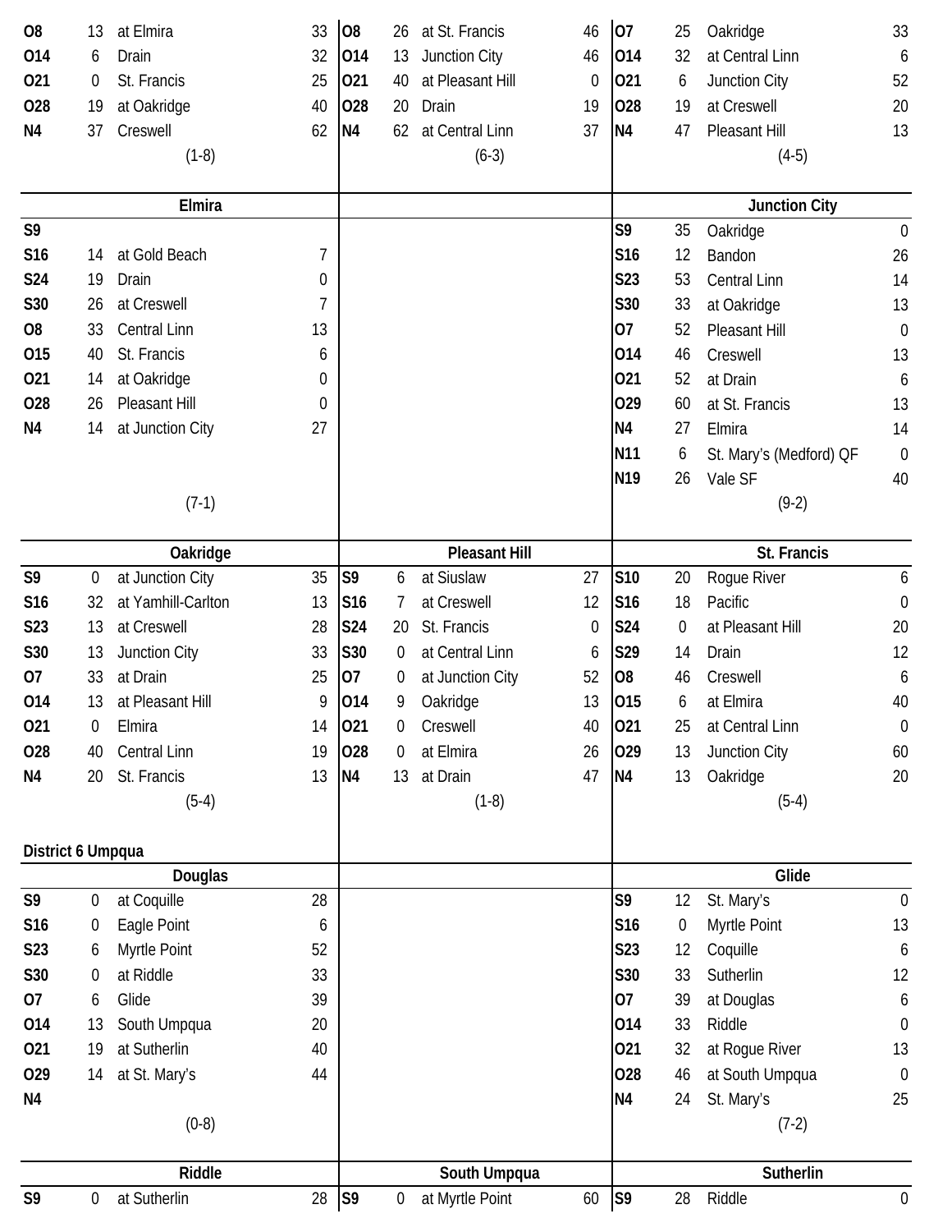| | | | |
|---|---|---|---|
| O8 | 13 | at Elmira | 33 |
| O14 | 6 | Drain | 32 |
| O21 | 0 | St. Francis | 25 |
| O28 | 19 | at Oakridge | 40 |
| N4 | 37 | Creswell | 62 |
| | | (1-8) | |

| | | | |
|---|---|---|---|
| O8 | 26 | at St. Francis | 46 |
| O14 | 13 | Junction City | 46 |
| O21 | 40 | at Pleasant Hill | 0 |
| O28 | 20 | Drain | 19 |
| N4 | 62 | at Central Linn | 37 |
| | | (6-3) | |

| | | | |
|---|---|---|---|
| O7 | 25 | Oakridge | 33 |
| O14 | 32 | at Central Linn | 6 |
| O21 | 6 | Junction City | 52 |
| O28 | 19 | at Creswell | 20 |
| N4 | 47 | Pleasant Hill | 13 |
| | | (4-5) | |

### Elmira

| | | | |
|---|---|---|---|
| S9 | | | |
| S16 | 14 | at Gold Beach | 7 |
| S24 | 19 | Drain | 0 |
| S30 | 26 | at Creswell | 7 |
| O8 | 33 | Central Linn | 13 |
| O15 | 40 | St. Francis | 6 |
| O21 | 14 | at Oakridge | 0 |
| O28 | 26 | Pleasant Hill | 0 |
| N4 | 14 | at Junction City | 27 |
| | | (7-1) | |

### Junction City

| | | | |
|---|---|---|---|
| S9 | 35 | Oakridge | 0 |
| S16 | 12 | Bandon | 26 |
| S23 | 53 | Central Linn | 14 |
| S30 | 33 | at Oakridge | 13 |
| O7 | 52 | Pleasant Hill | 0 |
| O14 | 46 | Creswell | 13 |
| O21 | 52 | at Drain | 6 |
| O29 | 60 | at St. Francis | 13 |
| N4 | 27 | Elmira | 14 |
| N11 | 6 | St. Mary's (Medford) QF | 0 |
| N19 | 26 | Vale SF | 40 |
| | | (9-2) | |

### Oakridge

| | | | |
|---|---|---|---|
| S9 | 0 | at Junction City | 35 |
| S16 | 32 | at Yamhill-Carlton | 13 |
| S23 | 13 | at Creswell | 28 |
| S30 | 13 | Junction City | 33 |
| O7 | 33 | at Drain | 25 |
| O14 | 13 | at Pleasant Hill | 9 |
| O21 | 0 | Elmira | 14 |
| O28 | 40 | Central Linn | 19 |
| N4 | 20 | St. Francis | 13 |
| | | (5-4) | |

### Pleasant Hill

| | | | |
|---|---|---|---|
| S9 | 6 | at Siuslaw | 27 |
| S16 | 7 | at Creswell | 12 |
| S24 | 20 | St. Francis | 0 |
| S30 | 0 | at Central Linn | 6 |
| O7 | 0 | at Junction City | 52 |
| O14 | 9 | Oakridge | 13 |
| O21 | 0 | Creswell | 40 |
| O28 | 0 | at Elmira | 26 |
| N4 | 13 | at Drain | 47 |
| | | (1-8) | |

### St. Francis

| | | | |
|---|---|---|---|
| S10 | 20 | Rogue River | 6 |
| S16 | 18 | Pacific | 0 |
| S24 | 0 | at Pleasant Hill | 20 |
| S29 | 14 | Drain | 12 |
| O8 | 46 | Creswell | 6 |
| O15 | 6 | at Elmira | 40 |
| O21 | 25 | at Central Linn | 0 |
| O29 | 13 | Junction City | 60 |
| N4 | 13 | Oakridge | 20 |
| | | (5-4) | |

## District 6 Umpqua

### Douglas

| | | | |
|---|---|---|---|
| S9 | 0 | at Coquille | 28 |
| S16 | 0 | Eagle Point | 6 |
| S23 | 6 | Myrtle Point | 52 |
| S30 | 0 | at Riddle | 33 |
| O7 | 6 | Glide | 39 |
| O14 | 13 | South Umpqua | 20 |
| O21 | 19 | at Sutherlin | 40 |
| O29 | 14 | at St. Mary's | 44 |
| N4 | | | |
| | | (0-8) | |

### Glide

| | | | |
|---|---|---|---|
| S9 | 12 | St. Mary's | 0 |
| S16 | 0 | Myrtle Point | 13 |
| S23 | 12 | Coquille | 6 |
| S30 | 33 | Sutherlin | 12 |
| O7 | 39 | at Douglas | 6 |
| O14 | 33 | Riddle | 0 |
| O21 | 32 | at Rogue River | 13 |
| O28 | 46 | at South Umpqua | 0 |
| N4 | 24 | St. Mary's | 25 |
| | | (7-2) | |

### Riddle

| | | | |
|---|---|---|---|
| S9 | 0 | at Sutherlin | 28 |

### South Umpqua

| | | | |
|---|---|---|---|
| S9 | 0 | at Myrtle Point | 60 |

### Sutherlin

| | | | |
|---|---|---|---|
| S9 | 28 | Riddle | 0 |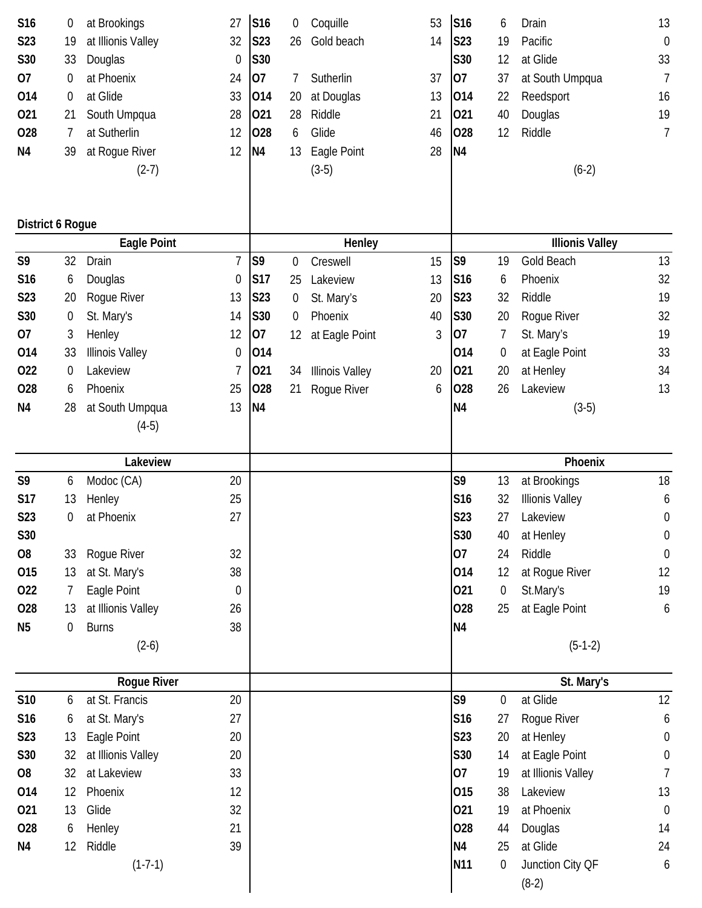| | | | |
|---|---|---|---|
| S16 | 0 | at Brookings | 27 |
| S23 | 19 | at Illinois Valley | 32 |
| S30 | 33 | Douglas | 0 |
| O7 | 0 | at Phoenix | 24 |
| O14 | 0 | at Glide | 33 |
| O21 | 21 | South Umpqua | 28 |
| O28 | 7 | at Sutherlin | 12 |
| N4 | 39 | at Rogue River | 12 |
| | | (2-7) | |

| | | | |
|---|---|---|---|
| S16 | 0 | Coquille | 53 |
| S23 | 26 | Gold beach | 14 |
| S30 | | | |
| O7 | 7 | Sutherlin | 37 |
| O14 | 20 | at Douglas | 13 |
| O21 | 28 | Riddle | 21 |
| O28 | 6 | Glide | 46 |
| N4 | 13 | Eagle Point | 28 |
| | | (3-5) | |

| | | | |
|---|---|---|---|
| S16 | 6 | Drain | 13 |
| S23 | 19 | Pacific | 0 |
| S30 | 12 | at Glide | 33 |
| O7 | 37 | at South Umpqua | 7 |
| O14 | 22 | Reedsport | 16 |
| O21 | 40 | Douglas | 19 |
| O28 | 12 | Riddle | 7 |
| N4 | | | |
| | | (6-2) | |

## District 6 Rogue

### Eagle Point

| | | | |
|---|---|---|---|
| S9 | 32 | Drain | 7 |
| S16 | 6 | Douglas | 0 |
| S23 | 20 | Rogue River | 13 |
| S30 | 0 | St. Mary's | 14 |
| O7 | 3 | Henley | 12 |
| O14 | 33 | Illinois Valley | 0 |
| O22 | 0 | Lakeview | 7 |
| O28 | 6 | Phoenix | 25 |
| N4 | 28 | at South Umpqua | 13 |
| | | (4-5) | |

### Henley

| | | | |
|---|---|---|---|
| S9 | 0 | Creswell | 15 |
| S17 | 25 | Lakeview | 13 |
| S23 | 0 | St. Mary's | 20 |
| S30 | 0 | Phoenix | 40 |
| O7 | 12 | at Eagle Point | 3 |
| O14 | | | |
| O21 | 34 | Illinois Valley | 20 |
| O28 | 21 | Rogue River | 6 |
| N4 | | | |

### Illinois Valley

| | | | |
|---|---|---|---|
| S9 | 19 | Gold Beach | 13 |
| S16 | 6 | Phoenix | 32 |
| S23 | 32 | Riddle | 19 |
| S30 | 20 | Rogue River | 32 |
| O7 | 7 | St. Mary's | 19 |
| O14 | 0 | at Eagle Point | 33 |
| O21 | 20 | at Henley | 34 |
| O28 | 26 | Lakeview | 13 |
| N4 | | (3-5) | |

### Lakeview

| | | | |
|---|---|---|---|
| S9 | 6 | Modoc (CA) | 20 |
| S17 | 13 | Henley | 25 |
| S23 | 0 | at Phoenix | 27 |
| S30 | | | |
| O8 | 33 | Rogue River | 32 |
| O15 | 13 | at St. Mary's | 38 |
| O22 | 7 | Eagle Point | 0 |
| O28 | 13 | at Illinois Valley | 26 |
| N5 | 0 | Burns | 38 |
| | | (2-6) | |

### Phoenix

| | | | |
|---|---|---|---|
| S9 | 13 | at Brookings | 18 |
| S16 | 32 | Illinois Valley | 6 |
| S23 | 27 | Lakeview | 0 |
| S30 | 40 | at Henley | 0 |
| O7 | 24 | Riddle | 0 |
| O14 | 12 | at Rogue River | 12 |
| O21 | 0 | St.Mary's | 19 |
| O28 | 25 | at Eagle Point | 6 |
| N4 | | | |
| | | (5-1-2) | |

### Rogue River

| | | | |
|---|---|---|---|
| S10 | 6 | at St. Francis | 20 |
| S16 | 6 | at St. Mary's | 27 |
| S23 | 13 | Eagle Point | 20 |
| S30 | 32 | at Illinois Valley | 20 |
| O8 | 32 | at Lakeview | 33 |
| O14 | 12 | Phoenix | 12 |
| O21 | 13 | Glide | 32 |
| O28 | 6 | Henley | 21 |
| N4 | 12 | Riddle | 39 |
| | | (1-7-1) | |

### St. Mary's

| | | | |
|---|---|---|---|
| S9 | 0 | at Glide | 12 |
| S16 | 27 | Rogue River | 6 |
| S23 | 20 | at Henley | 0 |
| S30 | 14 | at Eagle Point | 0 |
| O7 | 19 | at Illinois Valley | 7 |
| O15 | 38 | Lakeview | 13 |
| O21 | 19 | at Phoenix | 0 |
| O28 | 44 | Douglas | 14 |
| N4 | 25 | at Glide | 24 |
| N11 | 0 | Junction City QF | 6 |
| | | (8-2) | |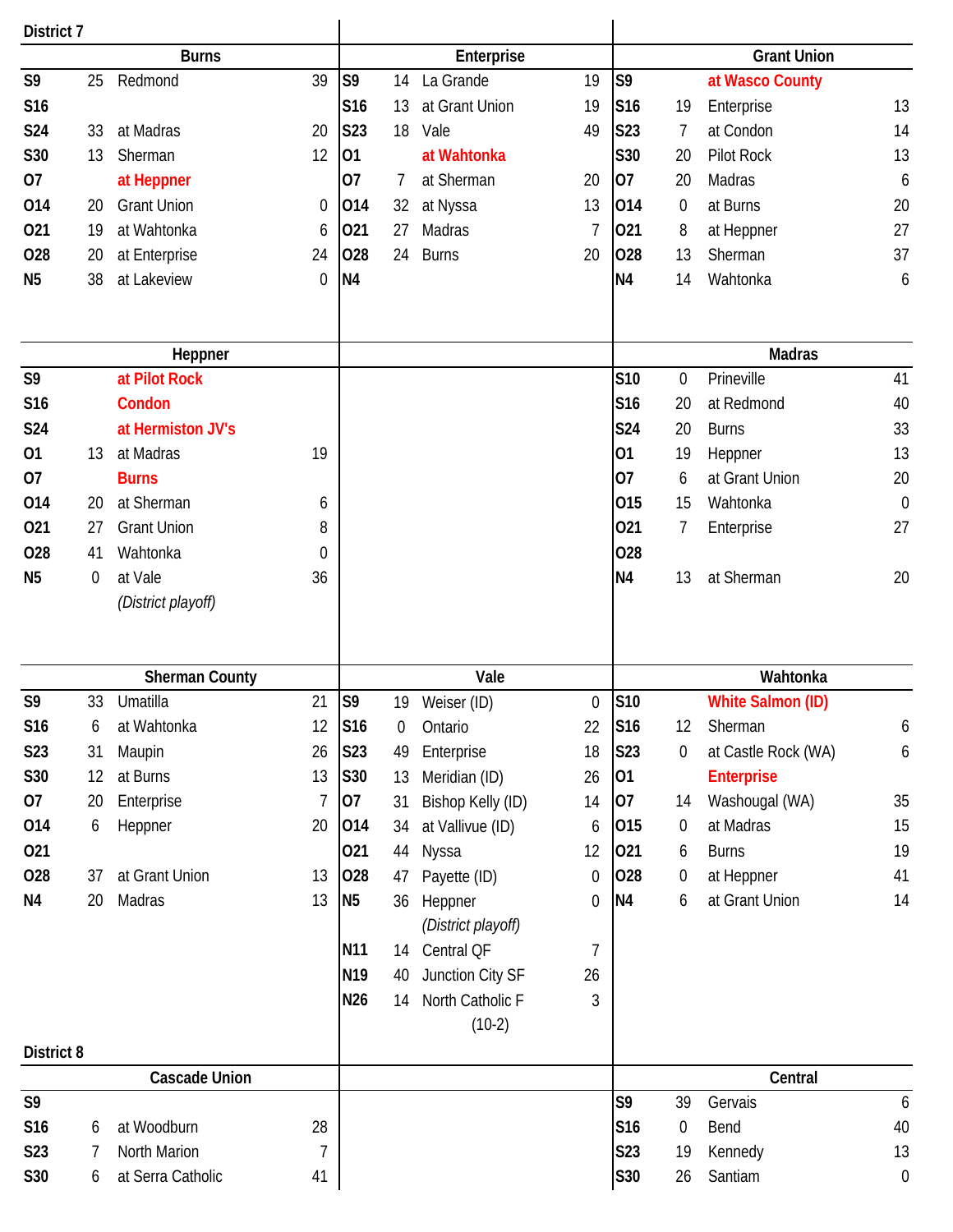## District 7

### Burns

| Date | Score | Opponent | Score |
|---|---|---|---|
| S9 | 25 | Redmond | 39 |
| S16 | | | |
| S24 | 33 | at Madras | 20 |
| S30 | 13 | Sherman | 12 |
| O7 | | at Heppner | |
| O14 | 20 | Grant Union | 0 |
| O21 | 19 | at Wahtonka | 6 |
| O28 | 20 | at Enterprise | 24 |
| N5 | 38 | at Lakeview | 0 |

### Enterprise

| Date | Score | Opponent | Score |
|---|---|---|---|
| S9 | 14 | La Grande | 19 |
| S16 | 13 | at Grant Union | 19 |
| S23 | 18 | Vale | 49 |
| O1 | | at Wahtonka | |
| O7 | 7 | at Sherman | 20 |
| O14 | 32 | at Nyssa | 13 |
| O21 | 27 | Madras | 7 |
| O28 | 24 | Burns | 20 |
| N4 | | | |

### Grant Union

| Date | Score | Opponent | Score |
|---|---|---|---|
| S9 | | at Wasco County | |
| S16 | 19 | Enterprise | 13 |
| S23 | 7 | at Condon | 14 |
| S30 | 20 | Pilot Rock | 13 |
| O7 | 20 | Madras | 6 |
| O14 | 0 | at Burns | 20 |
| O21 | 8 | at Heppner | 27 |
| O28 | 13 | Sherman | 37 |
| N4 | 14 | Wahtonka | 6 |

### Heppner

| Date | Score | Opponent | Score |
|---|---|---|---|
| S9 | | at Pilot Rock | |
| S16 | | Condon | |
| S24 | | at Hermiston JV's | |
| O1 | 13 | at Madras | 19 |
| O7 | | Burns | |
| O14 | 20 | at Sherman | 6 |
| O21 | 27 | Grant Union | 8 |
| O28 | 41 | Wahtonka | 0 |
| N5 | 0 | at Vale | 36 |
| | | *(District playoff)* | |

### Madras

| Date | Score | Opponent | Score |
|---|---|---|---|
| S10 | 0 | Prineville | 41 |
| S16 | 20 | at Redmond | 40 |
| S24 | 20 | Burns | 33 |
| O1 | 19 | Heppner | 13 |
| O7 | 6 | at Grant Union | 20 |
| O15 | 15 | Wahtonka | 0 |
| O21 | 7 | Enterprise | 27 |
| O28 | | | |
| N4 | 13 | at Sherman | 20 |

### Sherman County

| Date | Score | Opponent | Score |
|---|---|---|---|
| S9 | 33 | Umatilla | 21 |
| S16 | 6 | at Wahtonka | 12 |
| S23 | 31 | Maupin | 26 |
| S30 | 12 | at Burns | 13 |
| O7 | 20 | Enterprise | 7 |
| O14 | 6 | Heppner | 20 |
| O21 | | | |
| O28 | 37 | at Grant Union | 13 |
| N4 | 20 | Madras | 13 |

### Vale

| Date | Score | Opponent | Score |
|---|---|---|---|
| S9 | 19 | Weiser (ID) | 0 |
| S16 | 0 | Ontario | 22 |
| S23 | 49 | Enterprise | 18 |
| S30 | 13 | Meridian (ID) | 26 |
| O7 | 31 | Bishop Kelly (ID) | 14 |
| O14 | 34 | at Vallivue (ID) | 6 |
| O21 | 44 | Nyssa | 12 |
| O28 | 47 | Payette (ID) | 0 |
| N5 | 36 | Heppner | 0 |
| | | *(District playoff)* | |
| N11 | 14 | Central QF | 7 |
| N19 | 40 | Junction City SF | 26 |
| N26 | 14 | North Catholic F | 3 |
| | | (10-2) | |

### Wahtonka

| Date | Score | Opponent | Score |
|---|---|---|---|
| S10 | | White Salmon (ID) | |
| S16 | 12 | Sherman | 6 |
| S23 | 0 | at Castle Rock (WA) | 6 |
| O1 | | Enterprise | |
| O7 | 14 | Washougal (WA) | 35 |
| O15 | 0 | at Madras | 15 |
| O21 | 6 | Burns | 19 |
| O28 | 0 | at Heppner | 41 |
| N4 | 6 | at Grant Union | 14 |

## District 8

### Cascade Union

| Date | Score | Opponent | Score |
|---|---|---|---|
| S9 | | | |
| S16 | 6 | at Woodburn | 28 |
| S23 | 7 | North Marion | 7 |
| S30 | 6 | at Serra Catholic | 41 |

### Central

| Date | Score | Opponent | Score |
|---|---|---|---|
| S9 | 39 | Gervais | 6 |
| S16 | 0 | Bend | 40 |
| S23 | 19 | Kennedy | 13 |
| S30 | 26 | Santiam | 0 |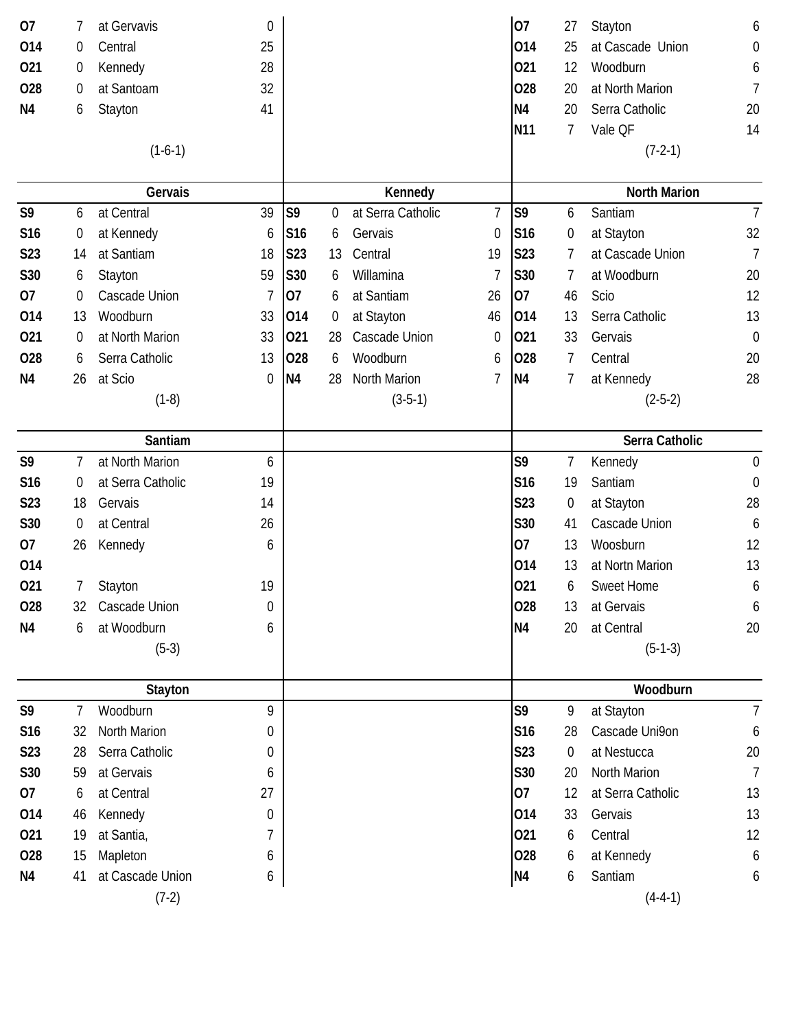| | | | |
|---|---|---|---|
| O7 | 7 | at Gervavis | 0 |
| O14 | 0 | Central | 25 |
| O21 | 0 | Kennedy | 28 |
| O28 | 0 | at Santoam | 32 |
| N4 | 6 | Stayton | 41 |

(1-6-1)

| | | | |
|---|---|---|---|
| O7 | 27 | Stayton | 6 |
| O14 | 25 | at Cascade Union | 0 |
| O21 | 12 | Woodburn | 6 |
| O28 | 20 | at North Marion | 7 |
| N4 | 20 | Serra Catholic | 20 |
| N11 | 7 | Vale QF | 14 |

(7-2-1)

## Gervais

| | | | |
|---|---|---|---|
| S9 | 6 | at Central | 39 |
| S16 | 0 | at Kennedy | 6 |
| S23 | 14 | at Santiam | 18 |
| S30 | 6 | Stayton | 59 |
| O7 | 0 | Cascade Union | 7 |
| O14 | 13 | Woodburn | 33 |
| O21 | 0 | at North Marion | 33 |
| O28 | 6 | Serra Catholic | 13 |
| N4 | 26 | at Scio | 0 |

(1-8)

## Kennedy

| | | | |
|---|---|---|---|
| S9 | 0 | at Serra Catholic | 7 |
| S16 | 6 | Gervais | 0 |
| S23 | 13 | Central | 19 |
| S30 | 6 | Willamina | 7 |
| O7 | 6 | at Santiam | 26 |
| O14 | 0 | at Stayton | 46 |
| O21 | 28 | Cascade Union | 0 |
| O28 | 6 | Woodburn | 6 |
| N4 | 28 | North Marion | 7 |

(3-5-1)

## North Marion

| | | | |
|---|---|---|---|
| S9 | 6 | Santiam | 7 |
| S16 | 0 | at Stayton | 32 |
| S23 | 7 | at Cascade Union | 7 |
| S30 | 7 | at Woodburn | 20 |
| O7 | 46 | Scio | 12 |
| O14 | 13 | Serra Catholic | 13 |
| O21 | 33 | Gervais | 0 |
| O28 | 7 | Central | 20 |
| N4 | 7 | at Kennedy | 28 |

(2-5-2)

## Santiam

| | | | |
|---|---|---|---|
| S9 | 7 | at North Marion | 6 |
| S16 | 0 | at Serra Catholic | 19 |
| S23 | 18 | Gervais | 14 |
| S30 | 0 | at Central | 26 |
| O7 | 26 | Kennedy | 6 |
| O14 | | | |
| O21 | 7 | Stayton | 19 |
| O28 | 32 | Cascade Union | 0 |
| N4 | 6 | at Woodburn | 6 |

(5-3)

## Serra Catholic

| | | | |
|---|---|---|---|
| S9 | 7 | Kennedy | 0 |
| S16 | 19 | Santiam | 0 |
| S23 | 0 | at Stayton | 28 |
| S30 | 41 | Cascade Union | 6 |
| O7 | 13 | Woosburn | 12 |
| O14 | 13 | at Nortn Marion | 13 |
| O21 | 6 | Sweet Home | 6 |
| O28 | 13 | at Gervais | 6 |
| N4 | 20 | at Central | 20 |

(5-1-3)

## Stayton

| | | | |
|---|---|---|---|
| S9 | 7 | Woodburn | 9 |
| S16 | 32 | North Marion | 0 |
| S23 | 28 | Serra Catholic | 0 |
| S30 | 59 | at Gervais | 6 |
| O7 | 6 | at Central | 27 |
| O14 | 46 | Kennedy | 0 |
| O21 | 19 | at Santia, | 7 |
| O28 | 15 | Mapleton | 6 |
| N4 | 41 | at Cascade Union | 6 |

(7-2)

## Woodburn

| | | | |
|---|---|---|---|
| S9 | 9 | at Stayton | 7 |
| S16 | 28 | Cascade Uni9on | 6 |
| S23 | 0 | at Nestucca | 20 |
| S30 | 20 | North Marion | 7 |
| O7 | 12 | at Serra Catholic | 13 |
| O14 | 33 | Gervais | 13 |
| O21 | 6 | Central | 12 |
| O28 | 6 | at Kennedy | 6 |
| N4 | 6 | Santiam | 6 |

(4-4-1)